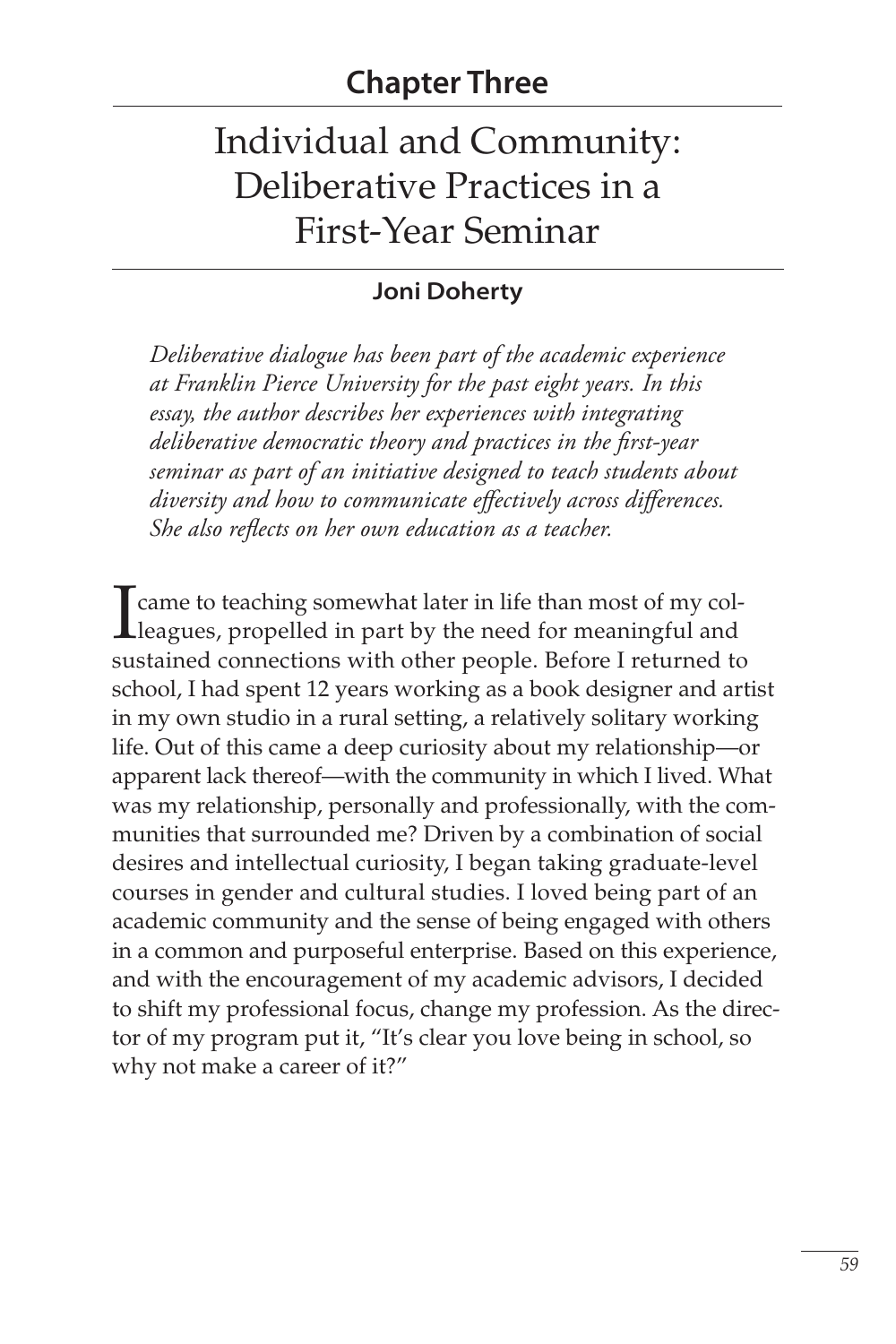## Chapter Three

# Individual and Community: Deliberative Practices in a First-Year Seminar

### Joni Doherty

*Deliberative dialogue has been part of the academic experience at Franklin Pierce University for the past eight years. In this essay, the author describes her experiences with integrating deliberative democratic theory and practices in the first-year seminar as part of an initiative designed to teach students about diversity and how to communicate effectively across differences. She also reflects on her own education as a teacher.*

I came to teaching somewhat later in life than most of my colleagues, propelled in part by the need for meaningful and sustained connections with other people. Before I returned to school, I had spent 12 years working as a book designer and artist in my own studio in a rural setting, a relatively solitary working life. Out of this came a deep curiosity about my relationship—or apparent lack thereof—with the community in which I lived. What was my relationship, personally and professionally, with the communities that surrounded me? Driven by a combination of social desires and intellectual curiosity, I began taking graduate-level courses in gender and cultural studies. I loved being part of an academic community and the sense of being engaged with others in a common and purposeful enterprise. Based on this experience, and with the encouragement of my academic advisors, I decided to shift my professional focus, change my profession. As the director of my program put it, "It's clear you love being in school, so why not make a career of it?"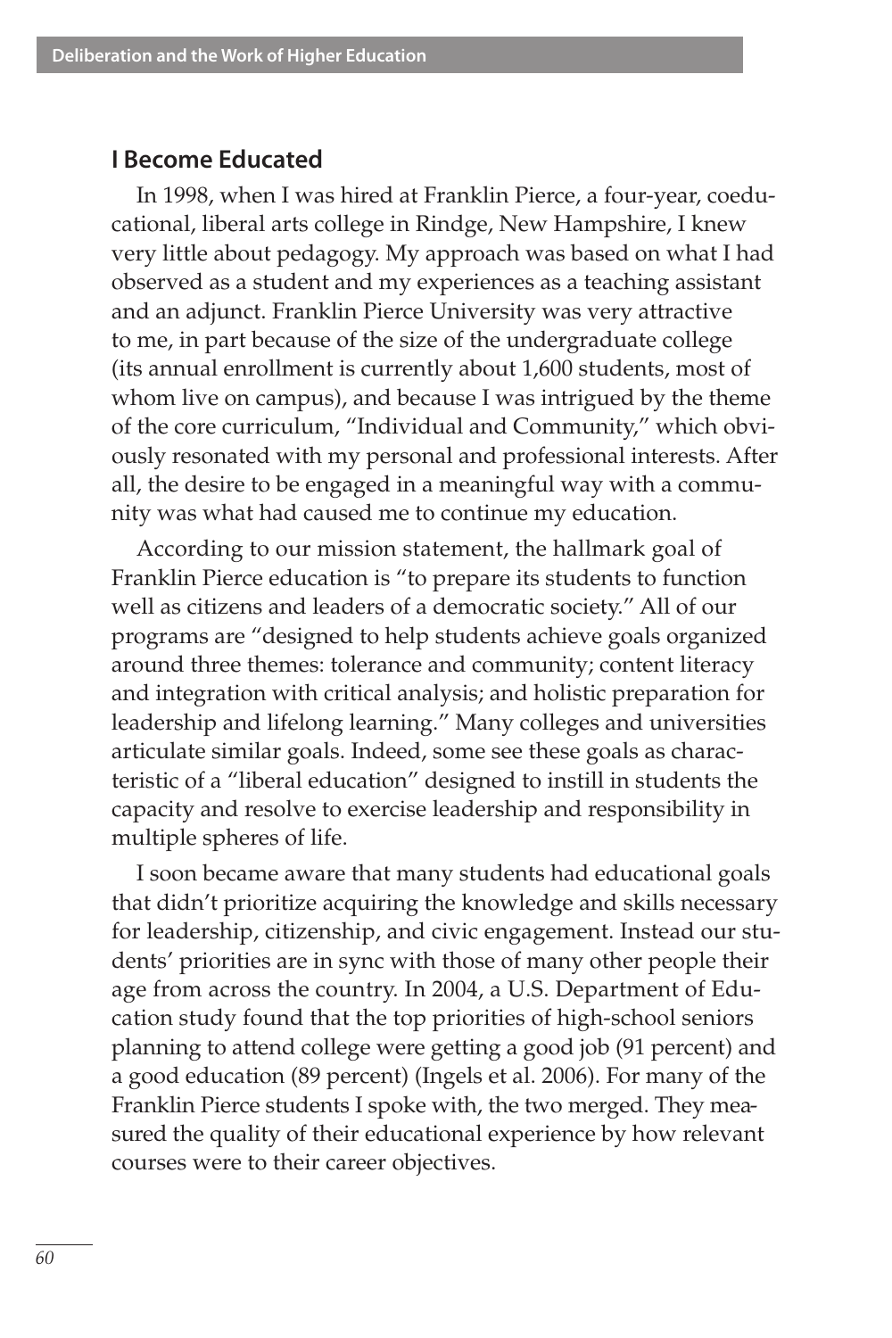## I Become Educated

In 1998, when I was hired at Franklin Pierce, a four-year, coeducational, liberal arts college in Rindge, New Hampshire, I knew very little about pedagogy. My approach was based on what I had observed as a student and my experiences as a teaching assistant and an adjunct. Franklin Pierce University was very attractive to me, in part because of the size of the undergraduate college (its annual enrollment is currently about 1,600 students, most of whom live on campus), and because I was intrigued by the theme of the core curriculum, "Individual and Community," which obviously resonated with my personal and professional interests. After all, the desire to be engaged in a meaningful way with a community was what had caused me to continue my education.

According to our mission statement, the hallmark goal of Franklin Pierce education is "to prepare its students to function well as citizens and leaders of a democratic society." All of our programs are "designed to help students achieve goals organized around three themes: tolerance and community; content literacy and integration with critical analysis; and holistic preparation for leadership and lifelong learning." Many colleges and universities articulate similar goals. Indeed, some see these goals as characteristic of a "liberal education" designed to instill in students the capacity and resolve to exercise leadership and responsibility in multiple spheres of life.

I soon became aware that many students had educational goals that didn't prioritize acquiring the knowledge and skills necessary for leadership, citizenship, and civic engagement. Instead our students' priorities are in sync with those of many other people their age from across the country. In 2004, a U.S. Department of Education study found that the top priorities of high-school seniors planning to attend college were getting a good job (91 percent) and a good education (89 percent) (Ingels et al. 2006). For many of the Franklin Pierce students I spoke with, the two merged. They measured the quality of their educational experience by how relevant courses were to their career objectives.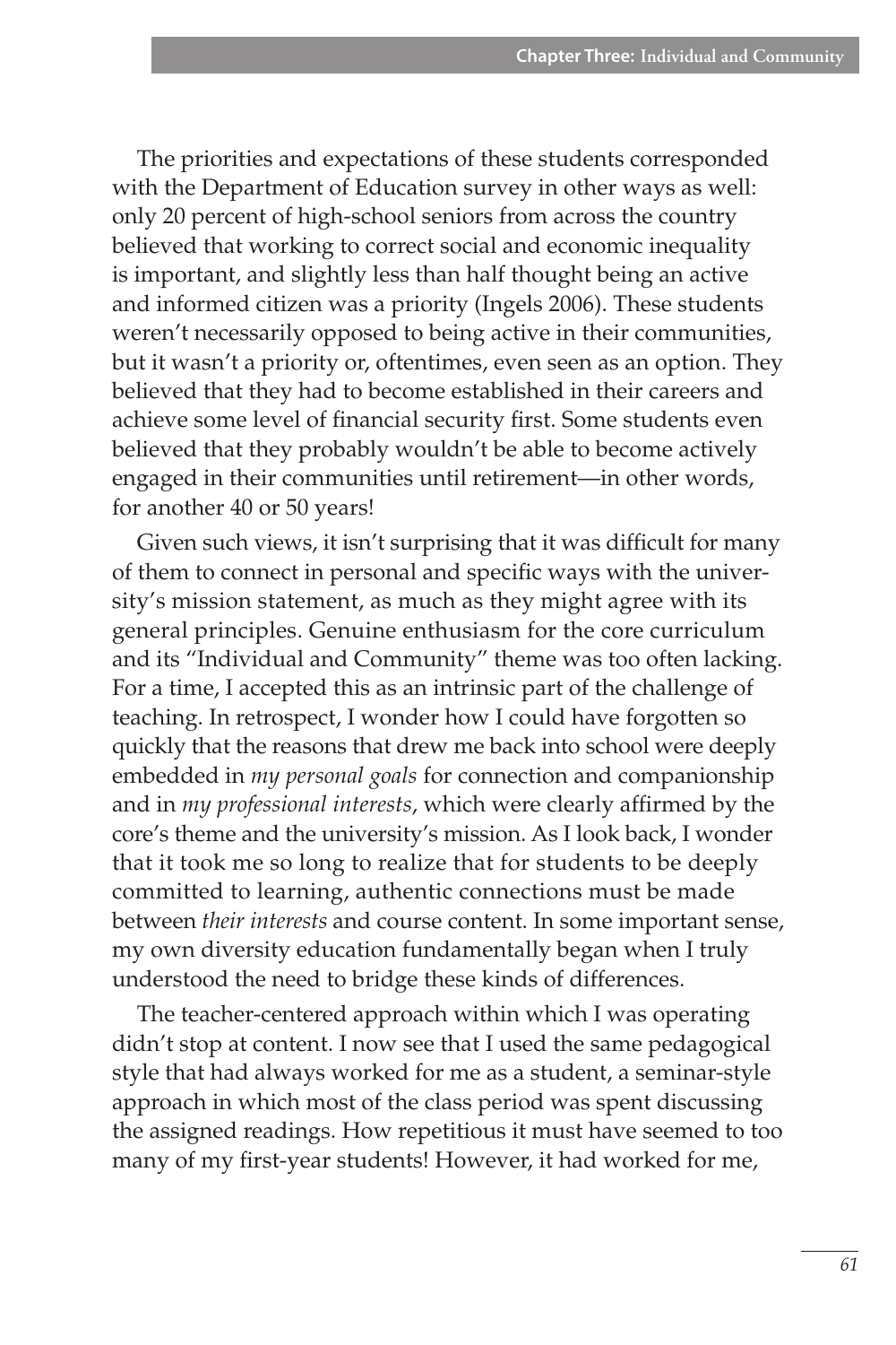The priorities and expectations of these students corresponded with the Department of Education survey in other ways as well: only 20 percent of high-school seniors from across the country believed that working to correct social and economic inequality is important, and slightly less than half thought being an active and informed citizen was a priority (Ingels 2006). These students weren't necessarily opposed to being active in their communities, but it wasn't a priority or, oftentimes, even seen as an option. They believed that they had to become established in their careers and achieve some level of financial security first. Some students even believed that they probably wouldn't be able to become actively engaged in their communities until retirement—in other words, for another 40 or 50 years!

Given such views, it isn't surprising that it was difficult for many of them to connect in personal and specific ways with the university's mission statement, as much as they might agree with its general principles. Genuine enthusiasm for the core curriculum and its "Individual and Community" theme was too often lacking. For a time, I accepted this as an intrinsic part of the challenge of teaching. In retrospect, I wonder how I could have forgotten so quickly that the reasons that drew me back into school were deeply embedded in *my personal goals* for connection and companionship and in *my professional interests*, which were clearly affirmed by the core's theme and the university's mission. As I look back, I wonder that it took me so long to realize that for students to be deeply committed to learning, authentic connections must be made between *their interests* and course content. In some important sense, my own diversity education fundamentally began when I truly understood the need to bridge these kinds of differences.

The teacher-centered approach within which I was operating didn't stop at content. I now see that I used the same pedagogical style that had always worked for me as a student, a seminar-style approach in which most of the class period was spent discussing the assigned readings. How repetitious it must have seemed to too many of my first-year students! However, it had worked for me,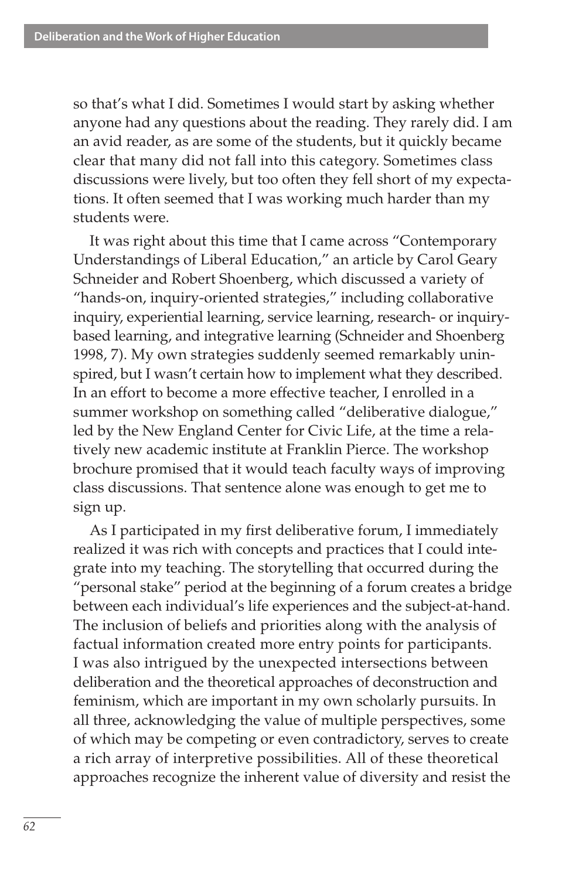so that's what I did. Sometimes I would start by asking whether anyone had any questions about the reading. They rarely did. I am an avid reader, as are some of the students, but it quickly became clear that many did not fall into this category. Sometimes class discussions were lively, but too often they fell short of my expectations. It often seemed that I was working much harder than my students were.

It was right about this time that I came across "Contemporary Understandings of Liberal Education," an article by Carol Geary Schneider and Robert Shoenberg, which discussed a variety of "hands-on, inquiry-oriented strategies," including collaborative inquiry, experiential learning, service learning, research- or inquiry-based learning, and integrative learning (Schneider and Shoenberg 1998, 7). My own strategies suddenly seemed remarkably uninspired, but I wasn't certain how to implement what they described. In an effort to become a more effective teacher, I enrolled in a summer workshop on something called "deliberative dialogue," led by the New England Center for Civic Life, at the time a relatively new academic institute at Franklin Pierce. The workshop brochure promised that it would teach faculty ways of improving class discussions. That sentence alone was enough to get me to sign up.

As I participated in my first deliberative forum, I immediately realized it was rich with concepts and practices that I could integrate into my teaching. The storytelling that occurred during the "personal stake" period at the beginning of a forum creates a bridge between each individual's life experiences and the subject-at-hand. The inclusion of beliefs and priorities along with the analysis of factual information created more entry points for participants. I was also intrigued by the unexpected intersections between deliberation and the theoretical approaches of deconstruction and feminism, which are important in my own scholarly pursuits. In all three, acknowledging the value of multiple perspectives, some of which may be competing or even contradictory, serves to create a rich array of interpretive possibilities. All of these theoretical approaches recognize the inherent value of diversity and resist the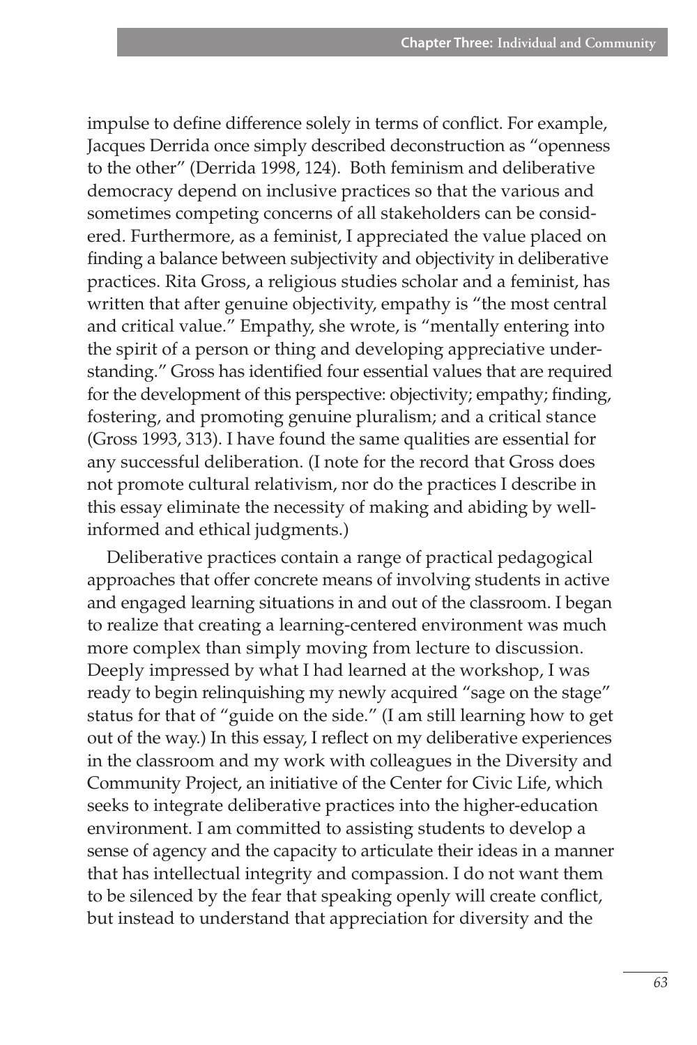impulse to define difference solely in terms of conflict. For example, Jacques Derrida once simply described deconstruction as "openness to the other" (Derrida 1998, 124). Both feminism and deliberative democracy depend on inclusive practices so that the various and sometimes competing concerns of all stakeholders can be considered. Furthermore, as a feminist, I appreciated the value placed on finding a balance between subjectivity and objectivity in deliberative practices. Rita Gross, a religious studies scholar and a feminist, has written that after genuine objectivity, empathy is "the most central and critical value." Empathy, she wrote, is "mentally entering into the spirit of a person or thing and developing appreciative understanding." Gross has identified four essential values that are required for the development of this perspective: objectivity; empathy; finding, fostering, and promoting genuine pluralism; and a critical stance (Gross 1993, 313). I have found the same qualities are essential for any successful deliberation. (I note for the record that Gross does not promote cultural relativism, nor do the practices I describe in this essay eliminate the necessity of making and abiding by well-informed and ethical judgments.)

Deliberative practices contain a range of practical pedagogical approaches that offer concrete means of involving students in active and engaged learning situations in and out of the classroom. I began to realize that creating a learning-centered environment was much more complex than simply moving from lecture to discussion. Deeply impressed by what I had learned at the workshop, I was ready to begin relinquishing my newly acquired "sage on the stage" status for that of "guide on the side." (I am still learning how to get out of the way.) In this essay, I reflect on my deliberative experiences in the classroom and my work with colleagues in the Diversity and Community Project, an initiative of the Center for Civic Life, which seeks to integrate deliberative practices into the higher-education environment. I am committed to assisting students to develop a sense of agency and the capacity to articulate their ideas in a manner that has intellectual integrity and compassion. I do not want them to be silenced by the fear that speaking openly will create conflict, but instead to understand that appreciation for diversity and the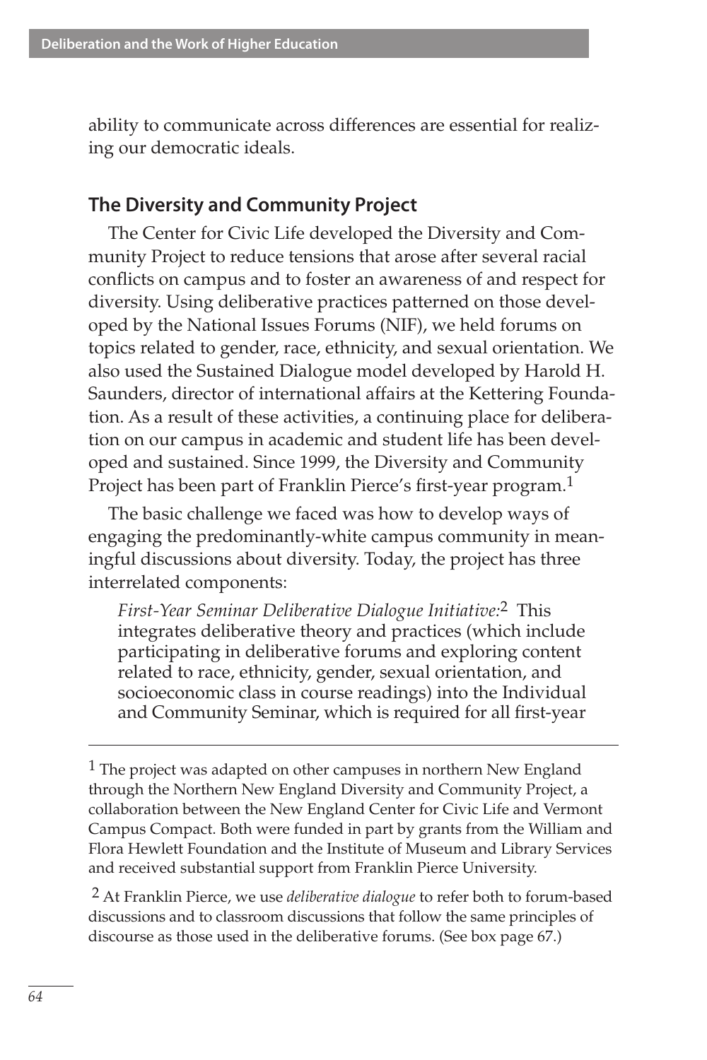ability to communicate across differences are essential for realizing our democratic ideals.

## The Diversity and Community Project

The Center for Civic Life developed the Diversity and Community Project to reduce tensions that arose after several racial conflicts on campus and to foster an awareness of and respect for diversity. Using deliberative practices patterned on those developed by the National Issues Forums (NIF), we held forums on topics related to gender, race, ethnicity, and sexual orientation. We also used the Sustained Dialogue model developed by Harold H. Saunders, director of international affairs at the Kettering Foundation. As a result of these activities, a continuing place for deliberation on our campus in academic and student life has been developed and sustained. Since 1999, the Diversity and Community Project has been part of Franklin Pierce's first-year program.[1]

The basic challenge we faced was how to develop ways of engaging the predominantly-white campus community in meaningful discussions about diversity. Today, the project has three interrelated components:

> *First-Year Seminar Deliberative Dialogue Initiative:*[2] This integrates deliberative theory and practices (which include participating in deliberative forums and exploring content related to race, ethnicity, gender, sexual orientation, and socioeconomic class in course readings) into the Individual and Community Seminar, which is required for all first-year

---

[1] The project was adapted on other campuses in northern New England through the Northern New England Diversity and Community Project, a collaboration between the New England Center for Civic Life and Vermont Campus Compact. Both were funded in part by grants from the William and Flora Hewlett Foundation and the Institute of Museum and Library Services and received substantial support from Franklin Pierce University.

[2] At Franklin Pierce, we use *deliberative dialogue* to refer both to forum-based discussions and to classroom discussions that follow the same principles of discourse as those used in the deliberative forums. (See box page 67.)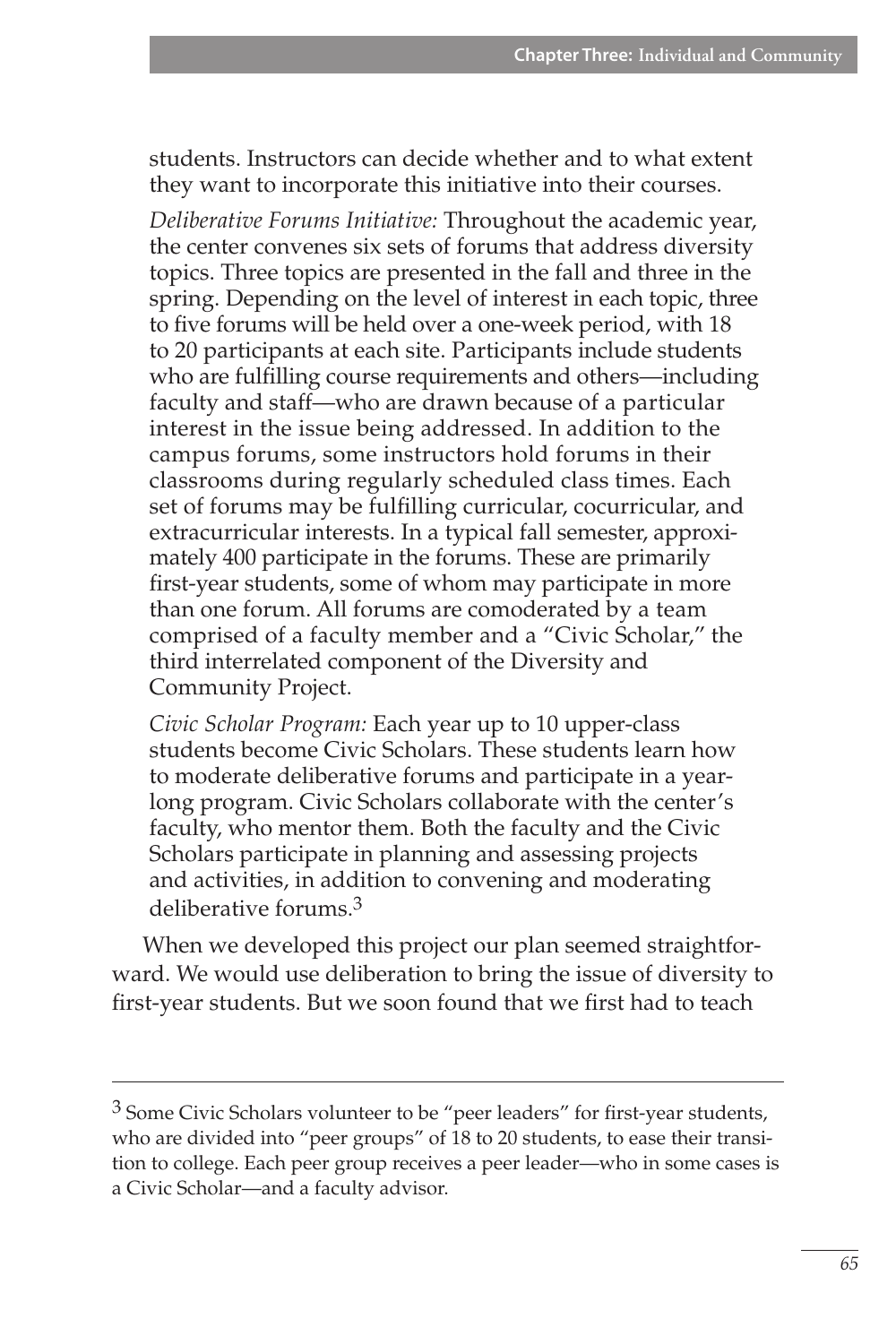students. Instructors can decide whether and to what extent they want to incorporate this initiative into their courses.

*Deliberative Forums Initiative:* Throughout the academic year, the center convenes six sets of forums that address diversity topics. Three topics are presented in the fall and three in the spring. Depending on the level of interest in each topic, three to five forums will be held over a one-week period, with 18 to 20 participants at each site. Participants include students who are fulfilling course requirements and others—including faculty and staff—who are drawn because of a particular interest in the issue being addressed. In addition to the campus forums, some instructors hold forums in their classrooms during regularly scheduled class times. Each set of forums may be fulfilling curricular, cocurricular, and extracurricular interests. In a typical fall semester, approximately 400 participate in the forums. These are primarily first-year students, some of whom may participate in more than one forum. All forums are comoderated by a team comprised of a faculty member and a "Civic Scholar," the third interrelated component of the Diversity and Community Project.

*Civic Scholar Program:* Each year up to 10 upper-class students become Civic Scholars. These students learn how to moderate deliberative forums and participate in a year-long program. Civic Scholars collaborate with the center's faculty, who mentor them. Both the faculty and the Civic Scholars participate in planning and assessing projects and activities, in addition to convening and moderating deliberative forums.[3]

When we developed this project our plan seemed straightforward. We would use deliberation to bring the issue of diversity to first-year students. But we soon found that we first had to teach

---

[3] Some Civic Scholars volunteer to be "peer leaders" for first-year students, who are divided into "peer groups" of 18 to 20 students, to ease their transition to college. Each peer group receives a peer leader—who in some cases is a Civic Scholar—and a faculty advisor.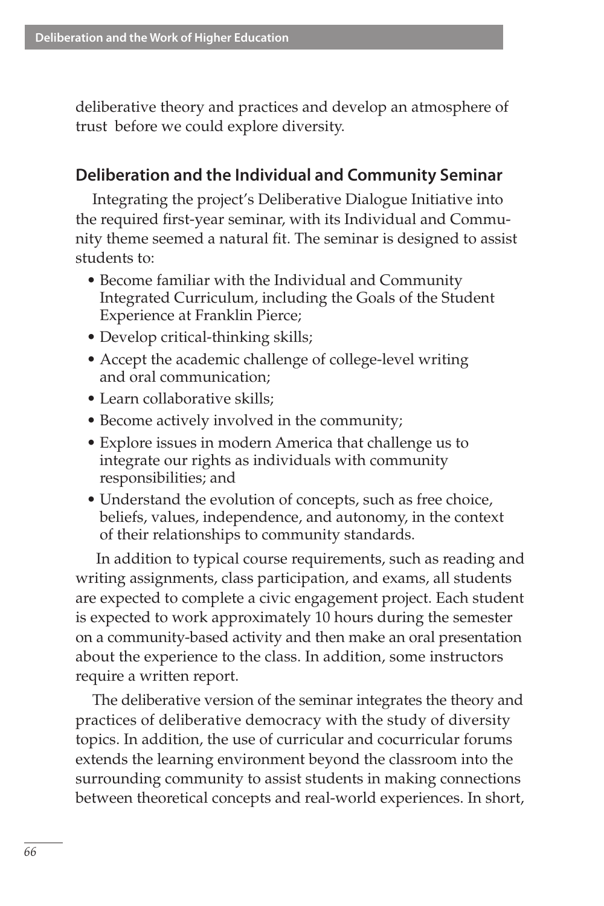deliberative theory and practices and develop an atmosphere of trust before we could explore diversity.

## Deliberation and the Individual and Community Seminar

Integrating the project's Deliberative Dialogue Initiative into the required first-year seminar, with its Individual and Community theme seemed a natural fit. The seminar is designed to assist students to:

- Become familiar with the Individual and Community Integrated Curriculum, including the Goals of the Student Experience at Franklin Pierce;
- Develop critical-thinking skills;
- Accept the academic challenge of college-level writing and oral communication;
- Learn collaborative skills;
- Become actively involved in the community;
- Explore issues in modern America that challenge us to integrate our rights as individuals with community responsibilities; and
- Understand the evolution of concepts, such as free choice, beliefs, values, independence, and autonomy, in the context of their relationships to community standards.

In addition to typical course requirements, such as reading and writing assignments, class participation, and exams, all students are expected to complete a civic engagement project. Each student is expected to work approximately 10 hours during the semester on a community-based activity and then make an oral presentation about the experience to the class. In addition, some instructors require a written report.

The deliberative version of the seminar integrates the theory and practices of deliberative democracy with the study of diversity topics. In addition, the use of curricular and cocurricular forums extends the learning environment beyond the classroom into the surrounding community to assist students in making connections between theoretical concepts and real-world experiences. In short,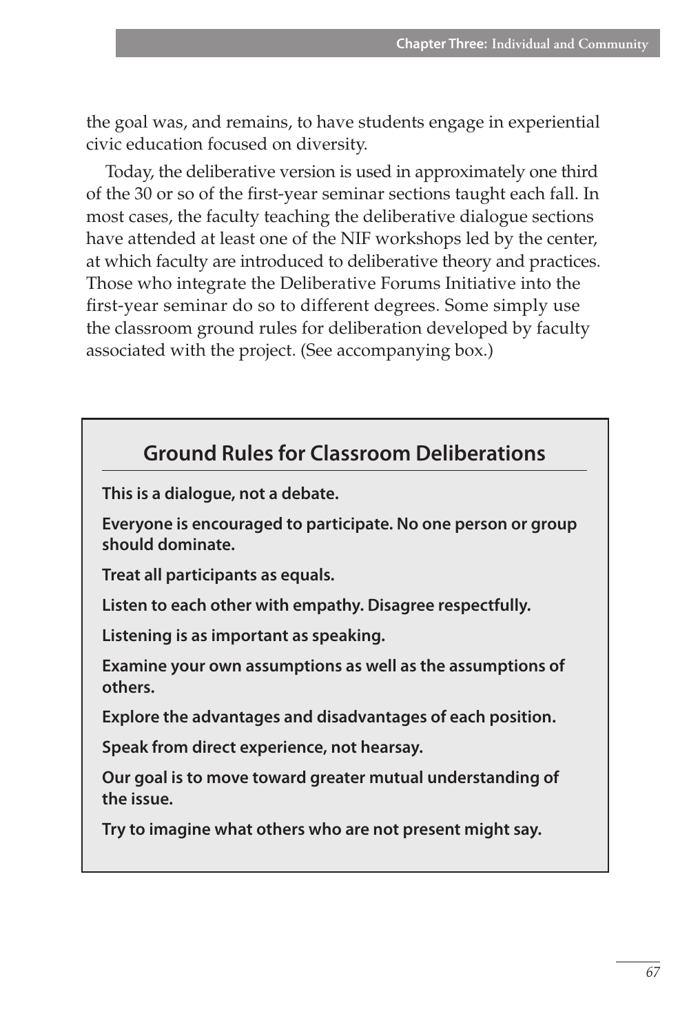the goal was, and remains, to have students engage in experiential civic education focused on diversity.

Today, the deliberative version is used in approximately one third of the 30 or so of the first-year seminar sections taught each fall. In most cases, the faculty teaching the deliberative dialogue sections have attended at least one of the NIF workshops led by the center, at which faculty are introduced to deliberative theory and practices. Those who integrate the Deliberative Forums Initiative into the first-year seminar do so to different degrees. Some simply use the classroom ground rules for deliberation developed by faculty associated with the project. (See accompanying box.)

## Ground Rules for Classroom Deliberations

**This is a dialogue, not a debate.**

**Everyone is encouraged to participate. No one person or group should dominate.**

**Treat all participants as equals.**

**Listen to each other with empathy. Disagree respectfully.**

**Listening is as important as speaking.**

**Examine your own assumptions as well as the assumptions of others.**

**Explore the advantages and disadvantages of each position.**

**Speak from direct experience, not hearsay.**

**Our goal is to move toward greater mutual understanding of the issue.**

**Try to imagine what others who are not present might say.**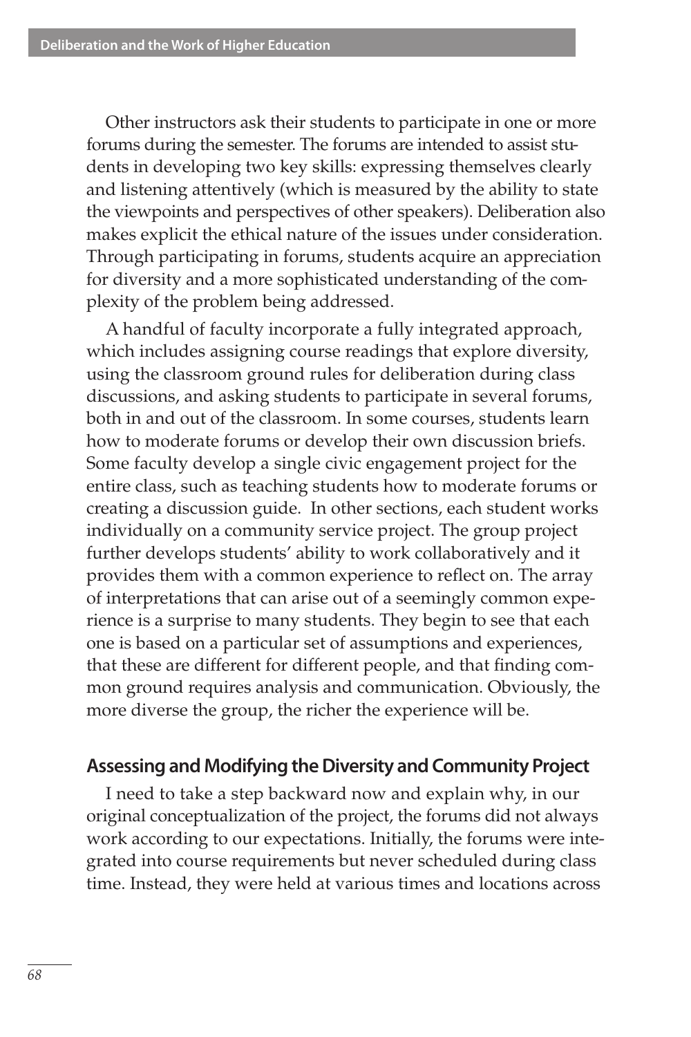Other instructors ask their students to participate in one or more forums during the semester. The forums are intended to assist students in developing two key skills: expressing themselves clearly and listening attentively (which is measured by the ability to state the viewpoints and perspectives of other speakers). Deliberation also makes explicit the ethical nature of the issues under consideration. Through participating in forums, students acquire an appreciation for diversity and a more sophisticated understanding of the complexity of the problem being addressed.

A handful of faculty incorporate a fully integrated approach, which includes assigning course readings that explore diversity, using the classroom ground rules for deliberation during class discussions, and asking students to participate in several forums, both in and out of the classroom. In some courses, students learn how to moderate forums or develop their own discussion briefs. Some faculty develop a single civic engagement project for the entire class, such as teaching students how to moderate forums or creating a discussion guide. In other sections, each student works individually on a community service project. The group project further develops students' ability to work collaboratively and it provides them with a common experience to reflect on. The array of interpretations that can arise out of a seemingly common experience is a surprise to many students. They begin to see that each one is based on a particular set of assumptions and experiences, that these are different for different people, and that finding common ground requires analysis and communication. Obviously, the more diverse the group, the richer the experience will be.

## Assessing and Modifying the Diversity and Community Project

I need to take a step backward now and explain why, in our original conceptualization of the project, the forums did not always work according to our expectations. Initially, the forums were integrated into course requirements but never scheduled during class time. Instead, they were held at various times and locations across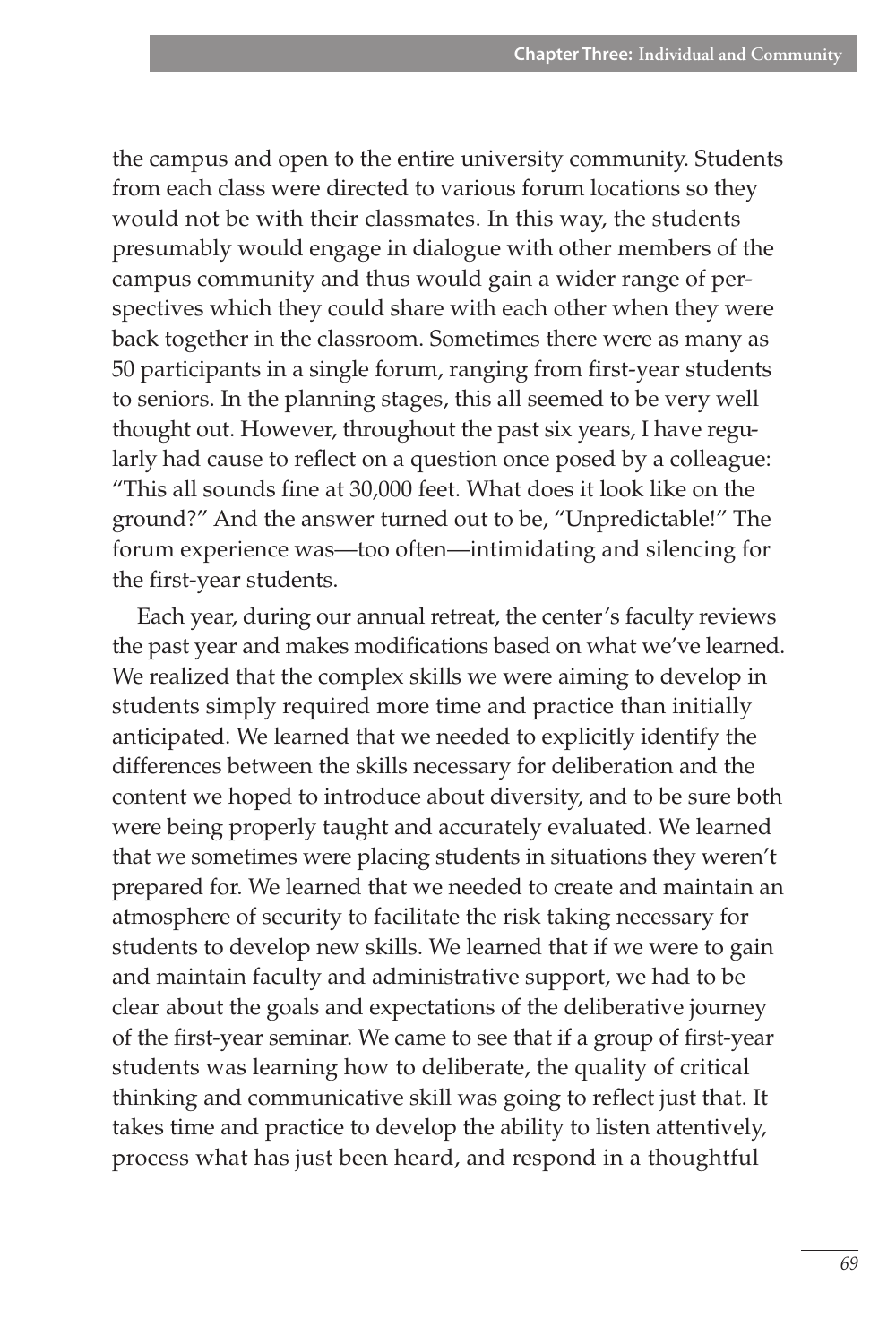the campus and open to the entire university community. Students from each class were directed to various forum locations so they would not be with their classmates. In this way, the students presumably would engage in dialogue with other members of the campus community and thus would gain a wider range of perspectives which they could share with each other when they were back together in the classroom. Sometimes there were as many as 50 participants in a single forum, ranging from first-year students to seniors. In the planning stages, this all seemed to be very well thought out. However, throughout the past six years, I have regularly had cause to reflect on a question once posed by a colleague: "This all sounds fine at 30,000 feet. What does it look like on the ground?" And the answer turned out to be, "Unpredictable!" The forum experience was—too often—intimidating and silencing for the first-year students.

Each year, during our annual retreat, the center's faculty reviews the past year and makes modifications based on what we've learned. We realized that the complex skills we were aiming to develop in students simply required more time and practice than initially anticipated. We learned that we needed to explicitly identify the differences between the skills necessary for deliberation and the content we hoped to introduce about diversity, and to be sure both were being properly taught and accurately evaluated. We learned that we sometimes were placing students in situations they weren't prepared for. We learned that we needed to create and maintain an atmosphere of security to facilitate the risk taking necessary for students to develop new skills. We learned that if we were to gain and maintain faculty and administrative support, we had to be clear about the goals and expectations of the deliberative journey of the first-year seminar. We came to see that if a group of first-year students was learning how to deliberate, the quality of critical thinking and communicative skill was going to reflect just that. It takes time and practice to develop the ability to listen attentively, process what has just been heard, and respond in a thoughtful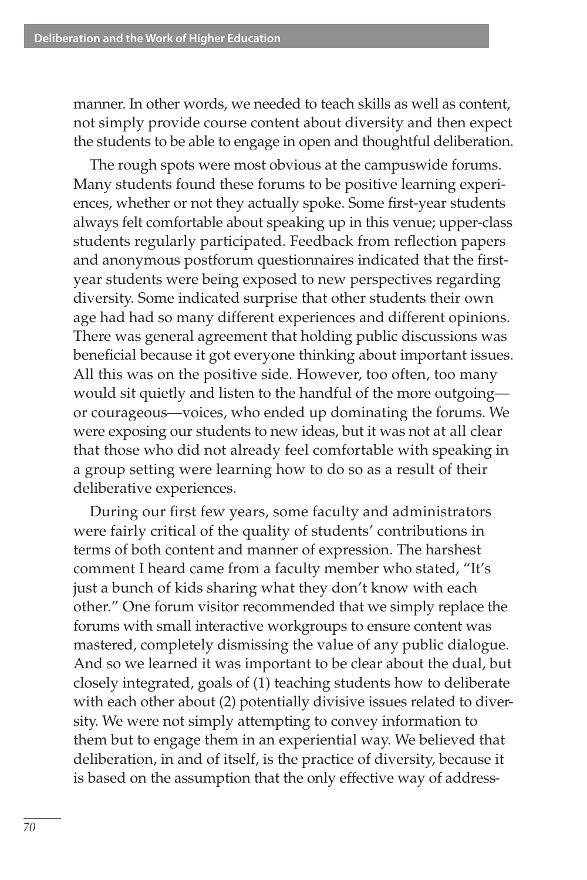manner. In other words, we needed to teach skills as well as content, not simply provide course content about diversity and then expect the students to be able to engage in open and thoughtful deliberation.

The rough spots were most obvious at the campuswide forums. Many students found these forums to be positive learning experiences, whether or not they actually spoke. Some first-year students always felt comfortable about speaking up in this venue; upper-class students regularly participated. Feedback from reflection papers and anonymous postforum questionnaires indicated that the first-year students were being exposed to new perspectives regarding diversity. Some indicated surprise that other students their own age had had so many different experiences and different opinions. There was general agreement that holding public discussions was beneficial because it got everyone thinking about important issues. All this was on the positive side. However, too often, too many would sit quietly and listen to the handful of the more outgoing—or courageous—voices, who ended up dominating the forums. We were exposing our students to new ideas, but it was not at all clear that those who did not already feel comfortable with speaking in a group setting were learning how to do so as a result of their deliberative experiences.

During our first few years, some faculty and administrators were fairly critical of the quality of students' contributions in terms of both content and manner of expression. The harshest comment I heard came from a faculty member who stated, "It's just a bunch of kids sharing what they don't know with each other." One forum visitor recommended that we simply replace the forums with small interactive workgroups to ensure content was mastered, completely dismissing the value of any public dialogue. And so we learned it was important to be clear about the dual, but closely integrated, goals of (1) teaching students how to deliberate with each other about (2) potentially divisive issues related to diversity. We were not simply attempting to convey information to them but to engage them in an experiential way. We believed that deliberation, in and of itself, is the practice of diversity, because it is based on the assumption that the only effective way of address-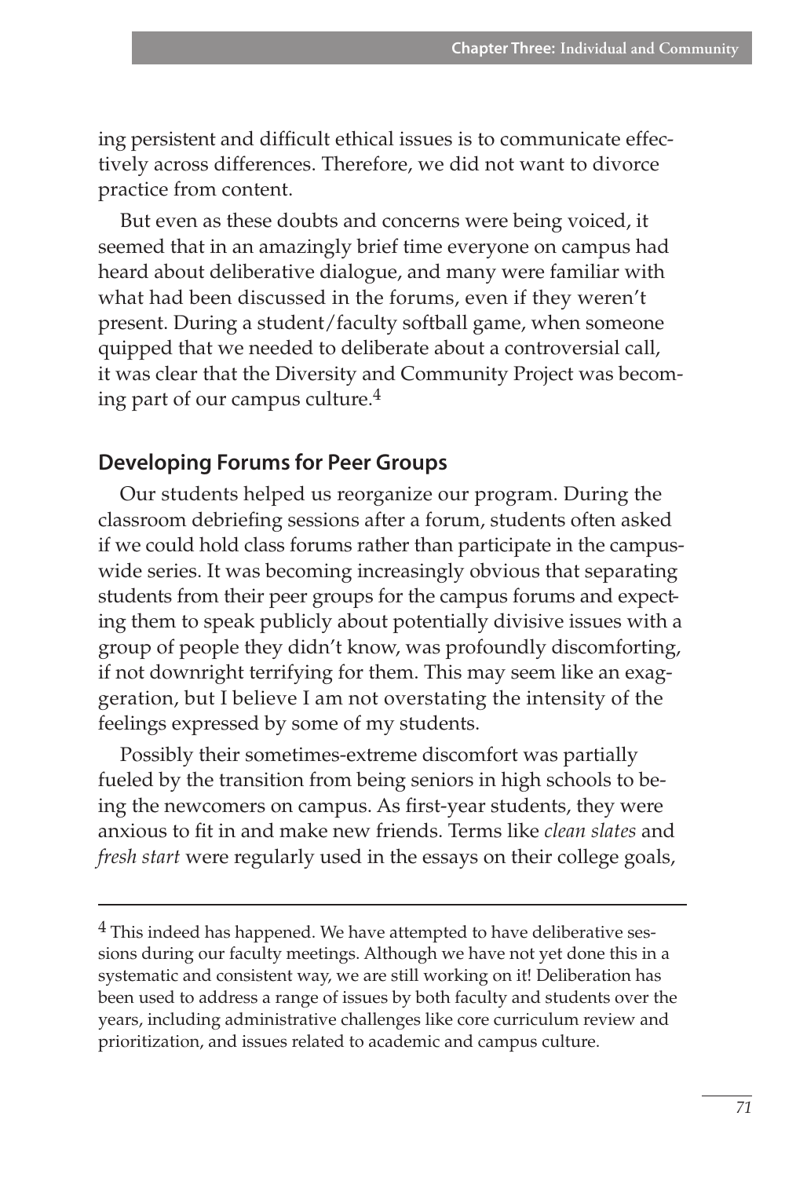ing persistent and difficult ethical issues is to communicate effectively across differences. Therefore, we did not want to divorce practice from content.

But even as these doubts and concerns were being voiced, it seemed that in an amazingly brief time everyone on campus had heard about deliberative dialogue, and many were familiar with what had been discussed in the forums, even if they weren't present. During a student/faculty softball game, when someone quipped that we needed to deliberate about a controversial call, it was clear that the Diversity and Community Project was becoming part of our campus culture.[4]

## Developing Forums for Peer Groups

Our students helped us reorganize our program. During the classroom debriefing sessions after a forum, students often asked if we could hold class forums rather than participate in the campus-wide series. It was becoming increasingly obvious that separating students from their peer groups for the campus forums and expecting them to speak publicly about potentially divisive issues with a group of people they didn't know, was profoundly discomforting, if not downright terrifying for them. This may seem like an exaggeration, but I believe I am not overstating the intensity of the feelings expressed by some of my students.

Possibly their sometimes-extreme discomfort was partially fueled by the transition from being seniors in high schools to being the newcomers on campus. As first-year students, they were anxious to fit in and make new friends. Terms like *clean slates* and *fresh start* were regularly used in the essays on their college goals,

---

[4] This indeed has happened. We have attempted to have deliberative sessions during our faculty meetings. Although we have not yet done this in a systematic and consistent way, we are still working on it! Deliberation has been used to address a range of issues by both faculty and students over the years, including administrative challenges like core curriculum review and prioritization, and issues related to academic and campus culture.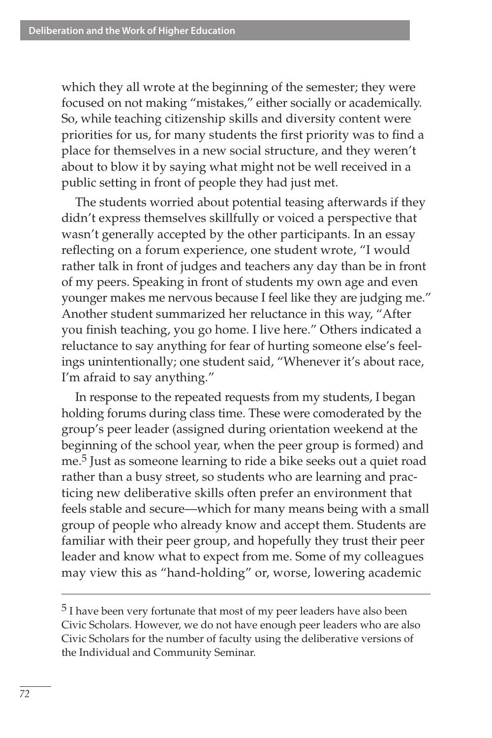which they all wrote at the beginning of the semester; they were focused on not making "mistakes," either socially or academically. So, while teaching citizenship skills and diversity content were priorities for us, for many students the first priority was to find a place for themselves in a new social structure, and they weren't about to blow it by saying what might not be well received in a public setting in front of people they had just met.

The students worried about potential teasing afterwards if they didn't express themselves skillfully or voiced a perspective that wasn't generally accepted by the other participants. In an essay reflecting on a forum experience, one student wrote, "I would rather talk in front of judges and teachers any day than be in front of my peers. Speaking in front of students my own age and even younger makes me nervous because I feel like they are judging me." Another student summarized her reluctance in this way, "After you finish teaching, you go home. I live here." Others indicated a reluctance to say anything for fear of hurting someone else's feelings unintentionally; one student said, "Whenever it's about race, I'm afraid to say anything."

In response to the repeated requests from my students, I began holding forums during class time. These were comoderated by the group's peer leader (assigned during orientation weekend at the beginning of the school year, when the peer group is formed) and me.[5] Just as someone learning to ride a bike seeks out a quiet road rather than a busy street, so students who are learning and practicing new deliberative skills often prefer an environment that feels stable and secure—which for many means being with a small group of people who already know and accept them. Students are familiar with their peer group, and hopefully they trust their peer leader and know what to expect from me. Some of my colleagues may view this as "hand-holding" or, worse, lowering academic

---

[5] I have been very fortunate that most of my peer leaders have also been Civic Scholars. However, we do not have enough peer leaders who are also Civic Scholars for the number of faculty using the deliberative versions of the Individual and Community Seminar.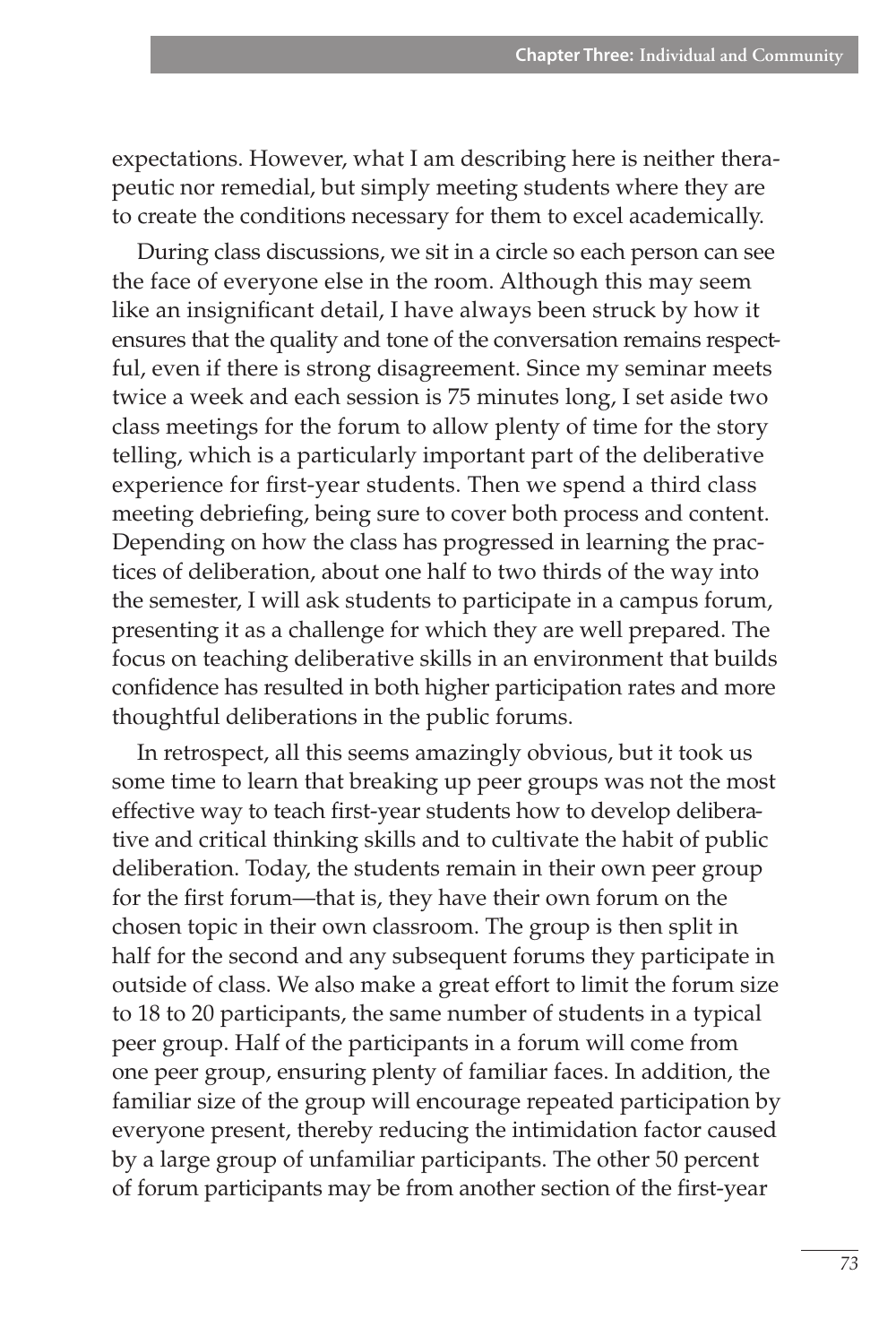expectations. However, what I am describing here is neither therapeutic nor remedial, but simply meeting students where they are to create the conditions necessary for them to excel academically.

During class discussions, we sit in a circle so each person can see the face of everyone else in the room. Although this may seem like an insignificant detail, I have always been struck by how it ensures that the quality and tone of the conversation remains respectful, even if there is strong disagreement. Since my seminar meets twice a week and each session is 75 minutes long, I set aside two class meetings for the forum to allow plenty of time for the story telling, which is a particularly important part of the deliberative experience for first-year students. Then we spend a third class meeting debriefing, being sure to cover both process and content. Depending on how the class has progressed in learning the practices of deliberation, about one half to two thirds of the way into the semester, I will ask students to participate in a campus forum, presenting it as a challenge for which they are well prepared. The focus on teaching deliberative skills in an environment that builds confidence has resulted in both higher participation rates and more thoughtful deliberations in the public forums.

In retrospect, all this seems amazingly obvious, but it took us some time to learn that breaking up peer groups was not the most effective way to teach first-year students how to develop deliberative and critical thinking skills and to cultivate the habit of public deliberation. Today, the students remain in their own peer group for the first forum—that is, they have their own forum on the chosen topic in their own classroom. The group is then split in half for the second and any subsequent forums they participate in outside of class. We also make a great effort to limit the forum size to 18 to 20 participants, the same number of students in a typical peer group. Half of the participants in a forum will come from one peer group, ensuring plenty of familiar faces. In addition, the familiar size of the group will encourage repeated participation by everyone present, thereby reducing the intimidation factor caused by a large group of unfamiliar participants. The other 50 percent of forum participants may be from another section of the first-year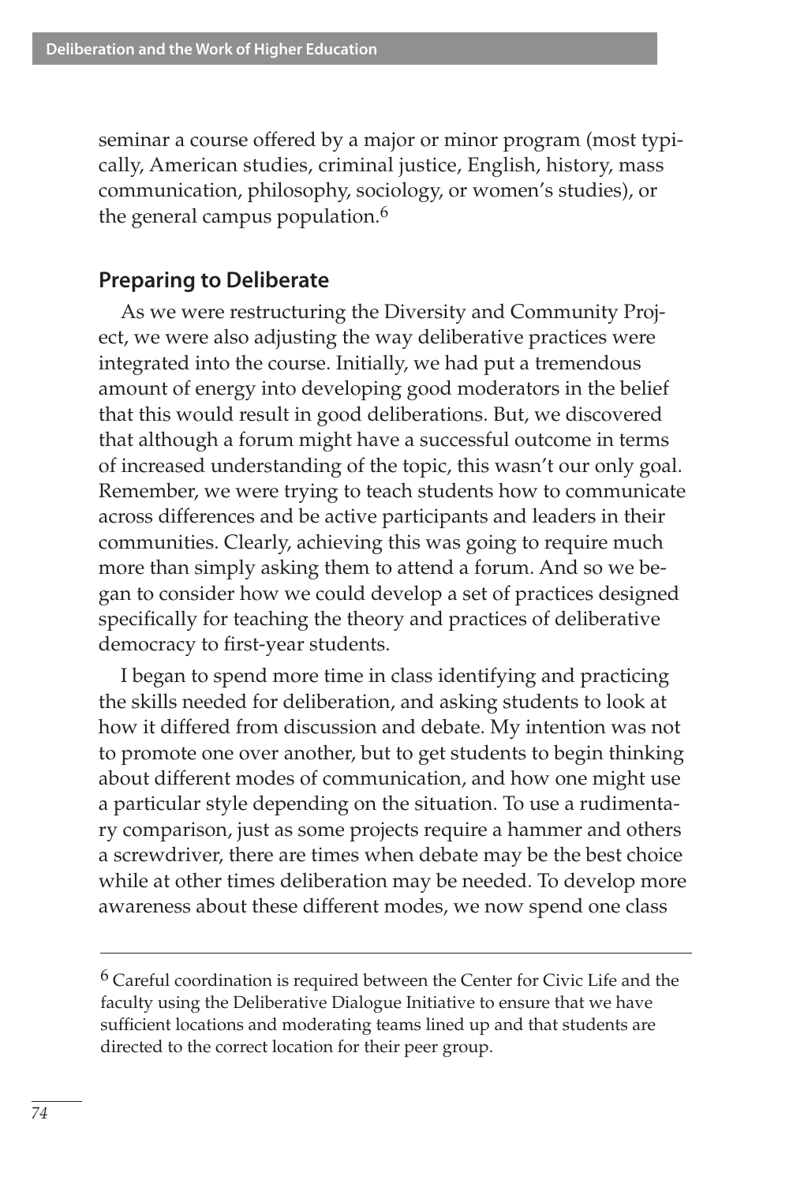seminar a course offered by a major or minor program (most typically, American studies, criminal justice, English, history, mass communication, philosophy, sociology, or women's studies), or the general campus population.[6]

## Preparing to Deliberate

As we were restructuring the Diversity and Community Project, we were also adjusting the way deliberative practices were integrated into the course. Initially, we had put a tremendous amount of energy into developing good moderators in the belief that this would result in good deliberations. But, we discovered that although a forum might have a successful outcome in terms of increased understanding of the topic, this wasn't our only goal. Remember, we were trying to teach students how to communicate across differences and be active participants and leaders in their communities. Clearly, achieving this was going to require much more than simply asking them to attend a forum. And so we began to consider how we could develop a set of practices designed specifically for teaching the theory and practices of deliberative democracy to first-year students.

I began to spend more time in class identifying and practicing the skills needed for deliberation, and asking students to look at how it differed from discussion and debate. My intention was not to promote one over another, but to get students to begin thinking about different modes of communication, and how one might use a particular style depending on the situation. To use a rudimentary comparison, just as some projects require a hammer and others a screwdriver, there are times when debate may be the best choice while at other times deliberation may be needed. To develop more awareness about these different modes, we now spend one class

[6] Careful coordination is required between the Center for Civic Life and the faculty using the Deliberative Dialogue Initiative to ensure that we have sufficient locations and moderating teams lined up and that students are directed to the correct location for their peer group.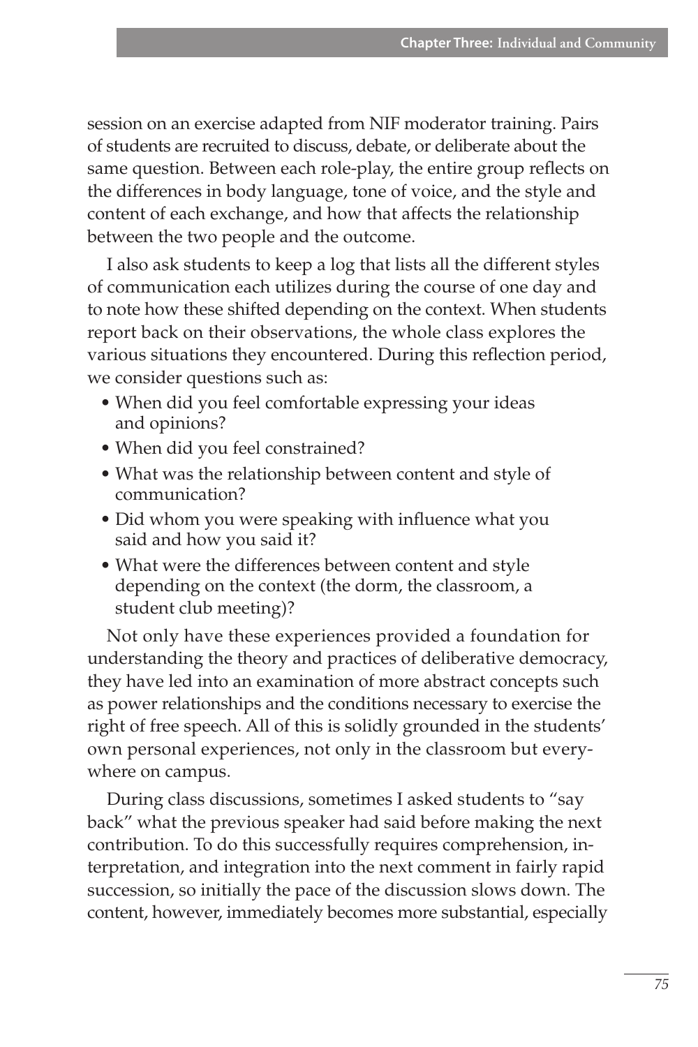session on an exercise adapted from NIF moderator training. Pairs of students are recruited to discuss, debate, or deliberate about the same question. Between each role-play, the entire group reflects on the differences in body language, tone of voice, and the style and content of each exchange, and how that affects the relationship between the two people and the outcome.

I also ask students to keep a log that lists all the different styles of communication each utilizes during the course of one day and to note how these shifted depending on the context. When students report back on their observations, the whole class explores the various situations they encountered. During this reflection period, we consider questions such as:

- When did you feel comfortable expressing your ideas and opinions?
- When did you feel constrained?
- What was the relationship between content and style of communication?
- Did whom you were speaking with influence what you said and how you said it?
- What were the differences between content and style depending on the context (the dorm, the classroom, a student club meeting)?

Not only have these experiences provided a foundation for understanding the theory and practices of deliberative democracy, they have led into an examination of more abstract concepts such as power relationships and the conditions necessary to exercise the right of free speech. All of this is solidly grounded in the students' own personal experiences, not only in the classroom but everywhere on campus.

During class discussions, sometimes I asked students to "say back" what the previous speaker had said before making the next contribution. To do this successfully requires comprehension, interpretation, and integration into the next comment in fairly rapid succession, so initially the pace of the discussion slows down. The content, however, immediately becomes more substantial, especially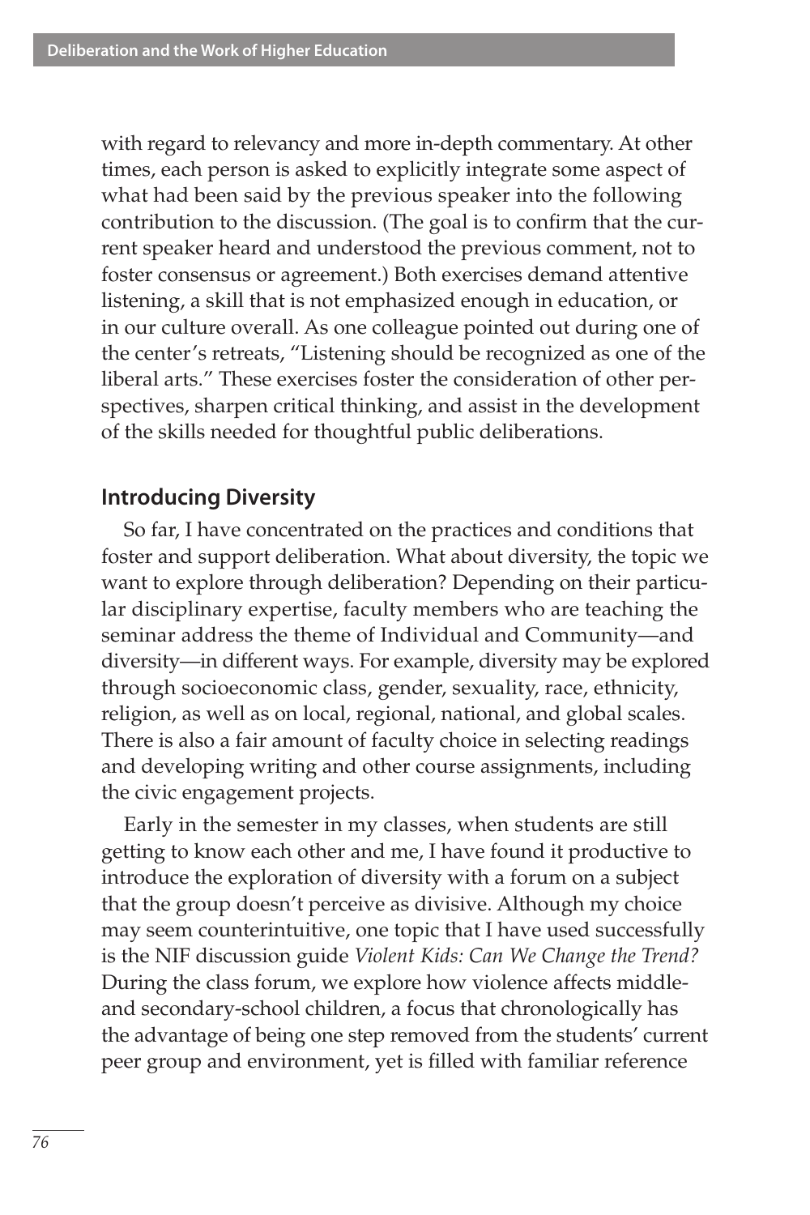with regard to relevancy and more in-depth commentary. At other times, each person is asked to explicitly integrate some aspect of what had been said by the previous speaker into the following contribution to the discussion. (The goal is to confirm that the current speaker heard and understood the previous comment, not to foster consensus or agreement.) Both exercises demand attentive listening, a skill that is not emphasized enough in education, or in our culture overall. As one colleague pointed out during one of the center's retreats, "Listening should be recognized as one of the liberal arts." These exercises foster the consideration of other perspectives, sharpen critical thinking, and assist in the development of the skills needed for thoughtful public deliberations.

## Introducing Diversity

So far, I have concentrated on the practices and conditions that foster and support deliberation. What about diversity, the topic we want to explore through deliberation? Depending on their particular disciplinary expertise, faculty members who are teaching the seminar address the theme of Individual and Community—and diversity—in different ways. For example, diversity may be explored through socioeconomic class, gender, sexuality, race, ethnicity, religion, as well as on local, regional, national, and global scales. There is also a fair amount of faculty choice in selecting readings and developing writing and other course assignments, including the civic engagement projects.

Early in the semester in my classes, when students are still getting to know each other and me, I have found it productive to introduce the exploration of diversity with a forum on a subject that the group doesn't perceive as divisive. Although my choice may seem counterintuitive, one topic that I have used successfully is the NIF discussion guide *Violent Kids: Can We Change the Trend?* During the class forum, we explore how violence affects middle- and secondary-school children, a focus that chronologically has the advantage of being one step removed from the students' current peer group and environment, yet is filled with familiar reference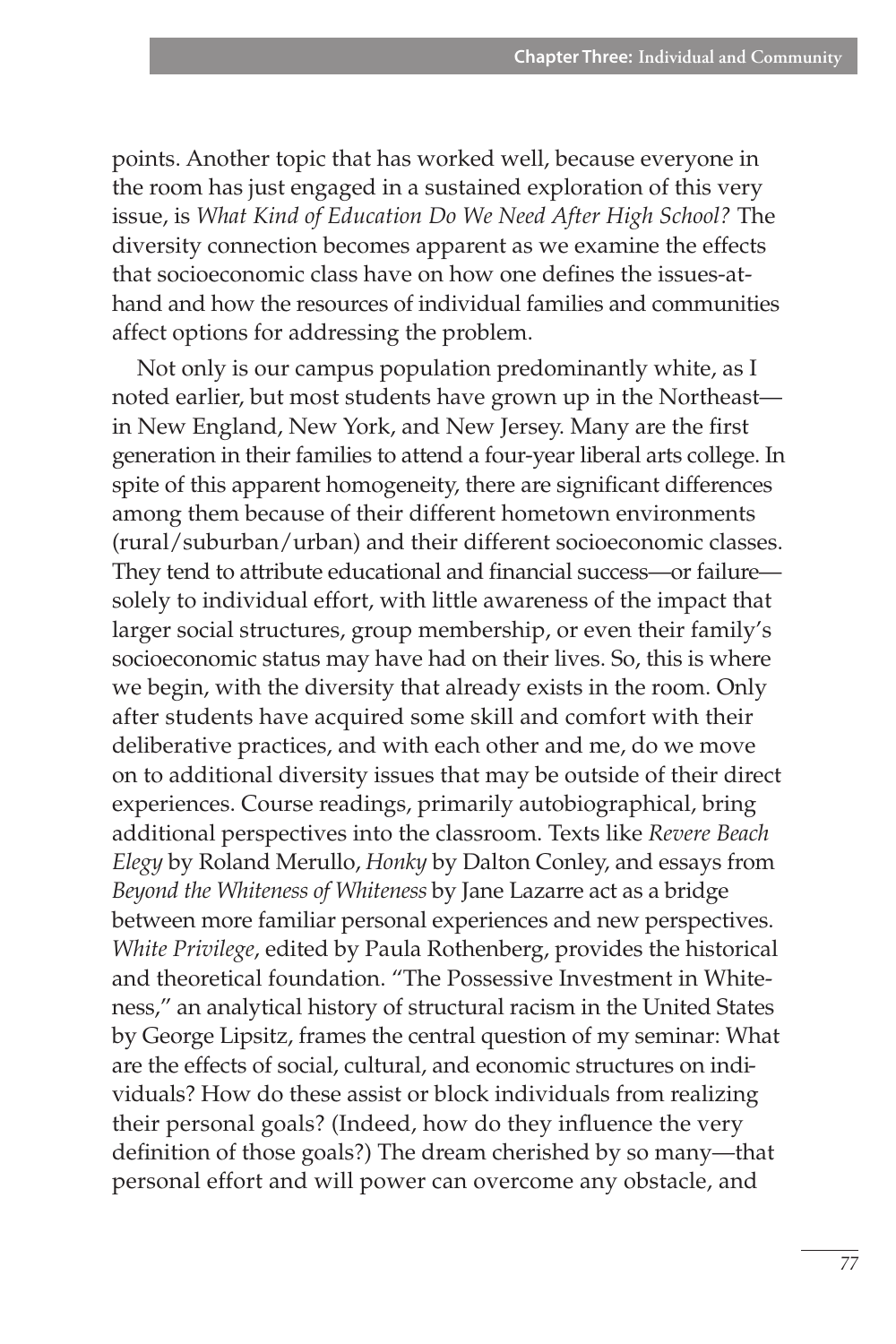points. Another topic that has worked well, because everyone in the room has just engaged in a sustained exploration of this very issue, is *What Kind of Education Do We Need After High School?* The diversity connection becomes apparent as we examine the effects that socioeconomic class have on how one defines the issues-at-hand and how the resources of individual families and communities affect options for addressing the problem.

Not only is our campus population predominantly white, as I noted earlier, but most students have grown up in the Northeast—in New England, New York, and New Jersey. Many are the first generation in their families to attend a four-year liberal arts college. In spite of this apparent homogeneity, there are significant differences among them because of their different hometown environments (rural/suburban/urban) and their different socioeconomic classes. They tend to attribute educational and financial success—or failure—solely to individual effort, with little awareness of the impact that larger social structures, group membership, or even their family's socioeconomic status may have had on their lives. So, this is where we begin, with the diversity that already exists in the room. Only after students have acquired some skill and comfort with their deliberative practices, and with each other and me, do we move on to additional diversity issues that may be outside of their direct experiences. Course readings, primarily autobiographical, bring additional perspectives into the classroom. Texts like *Revere Beach Elegy* by Roland Merullo, *Honky* by Dalton Conley, and essays from *Beyond the Whiteness of Whiteness* by Jane Lazarre act as a bridge between more familiar personal experiences and new perspectives. *White Privilege*, edited by Paula Rothenberg, provides the historical and theoretical foundation. "The Possessive Investment in Whiteness," an analytical history of structural racism in the United States by George Lipsitz, frames the central question of my seminar: What are the effects of social, cultural, and economic structures on individuals? How do these assist or block individuals from realizing their personal goals? (Indeed, how do they influence the very definition of those goals?) The dream cherished by so many—that personal effort and will power can overcome any obstacle, and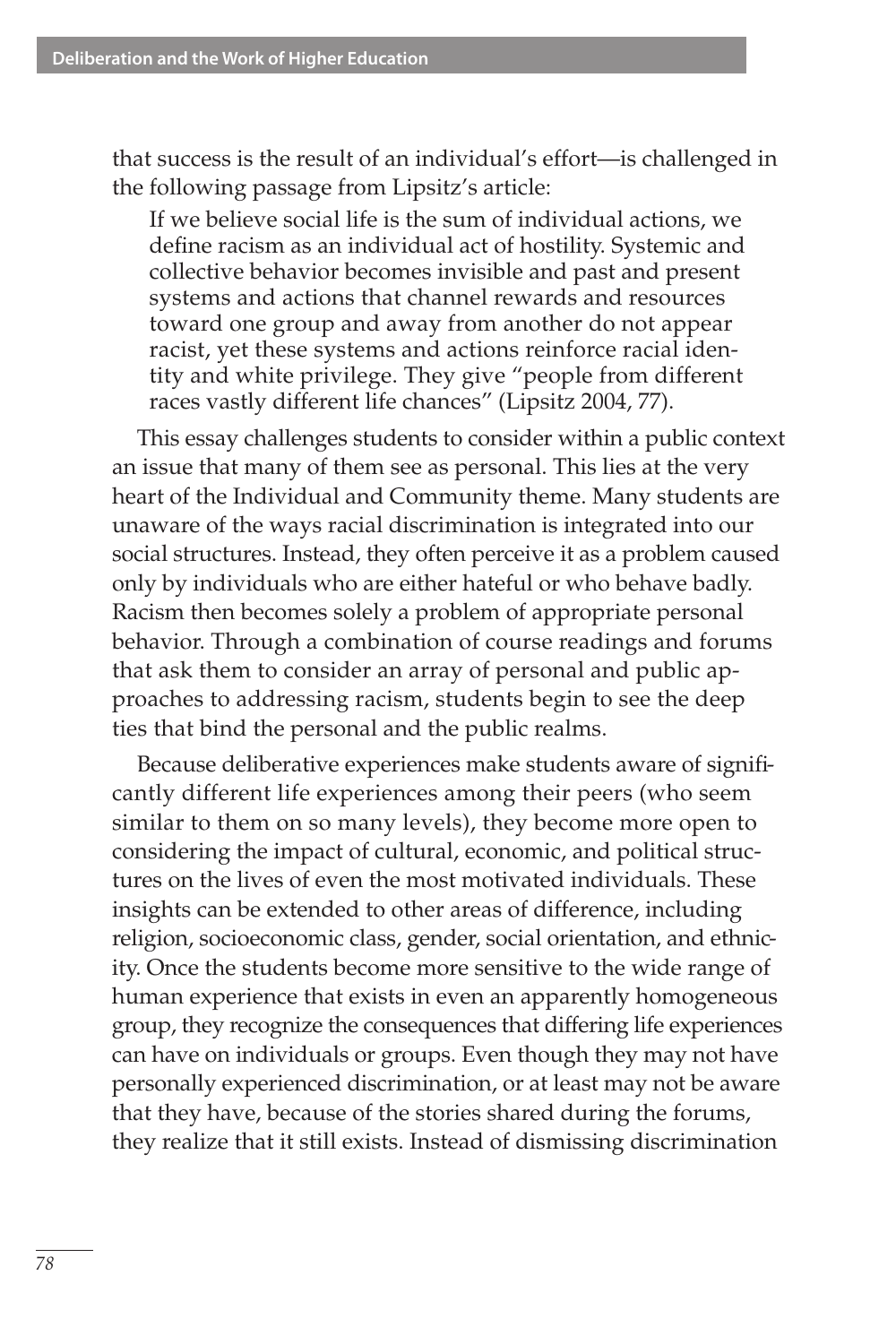that success is the result of an individual's effort—is challenged in the following passage from Lipsitz's article:

> If we believe social life is the sum of individual actions, we define racism as an individual act of hostility. Systemic and collective behavior becomes invisible and past and present systems and actions that channel rewards and resources toward one group and away from another do not appear racist, yet these systems and actions reinforce racial identity and white privilege. They give "people from different races vastly different life chances" (Lipsitz 2004, 77).

This essay challenges students to consider within a public context an issue that many of them see as personal. This lies at the very heart of the Individual and Community theme. Many students are unaware of the ways racial discrimination is integrated into our social structures. Instead, they often perceive it as a problem caused only by individuals who are either hateful or who behave badly. Racism then becomes solely a problem of appropriate personal behavior. Through a combination of course readings and forums that ask them to consider an array of personal and public approaches to addressing racism, students begin to see the deep ties that bind the personal and the public realms.

Because deliberative experiences make students aware of significantly different life experiences among their peers (who seem similar to them on so many levels), they become more open to considering the impact of cultural, economic, and political structures on the lives of even the most motivated individuals. These insights can be extended to other areas of difference, including religion, socioeconomic class, gender, social orientation, and ethnicity. Once the students become more sensitive to the wide range of human experience that exists in even an apparently homogeneous group, they recognize the consequences that differing life experiences can have on individuals or groups. Even though they may not have personally experienced discrimination, or at least may not be aware that they have, because of the stories shared during the forums, they realize that it still exists. Instead of dismissing discrimination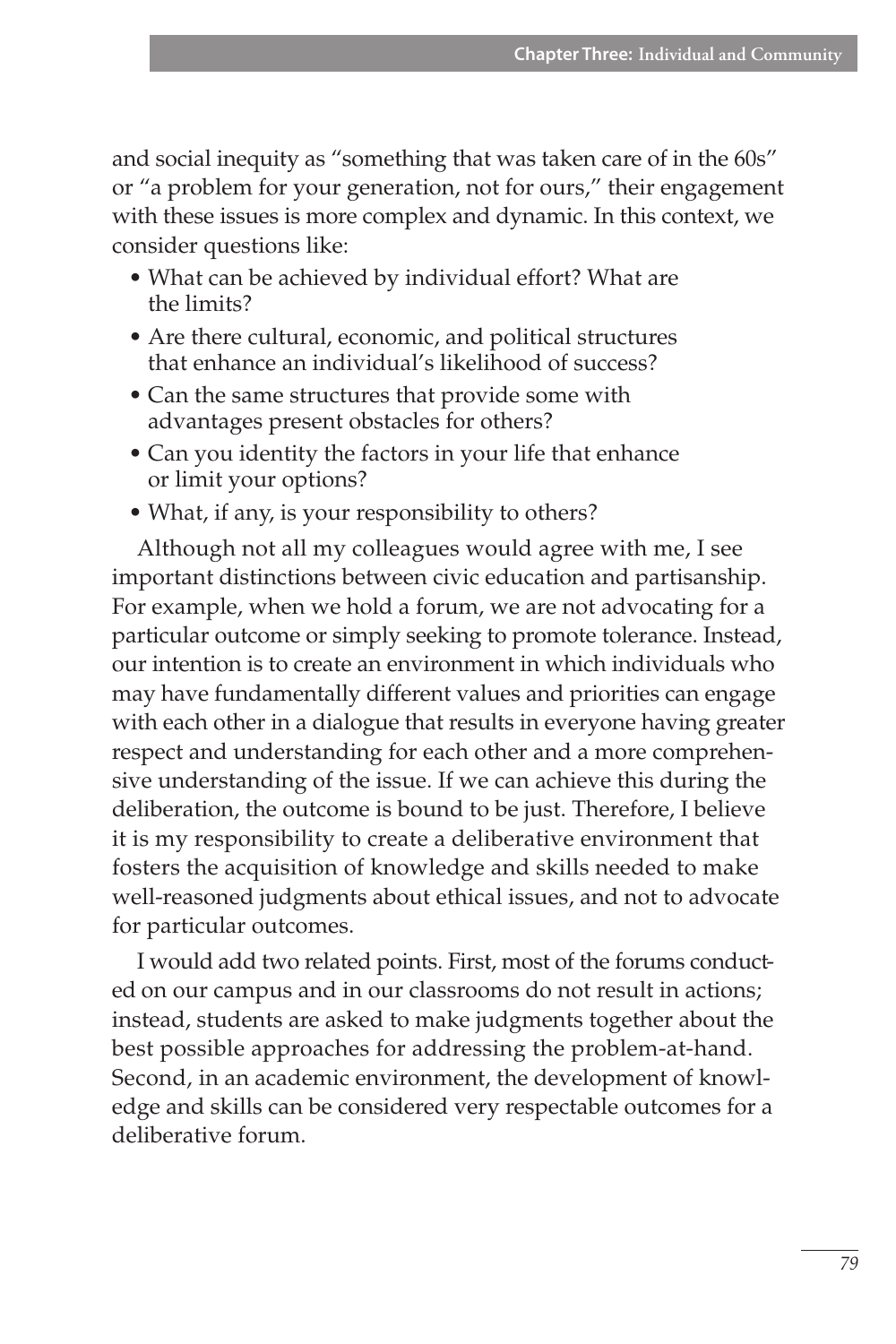and social inequity as "something that was taken care of in the 60s" or "a problem for your generation, not for ours," their engagement with these issues is more complex and dynamic. In this context, we consider questions like:

- What can be achieved by individual effort? What are the limits?
- Are there cultural, economic, and political structures that enhance an individual's likelihood of success?
- Can the same structures that provide some with advantages present obstacles for others?
- Can you identity the factors in your life that enhance or limit your options?
- What, if any, is your responsibility to others?

Although not all my colleagues would agree with me, I see important distinctions between civic education and partisanship. For example, when we hold a forum, we are not advocating for a particular outcome or simply seeking to promote tolerance. Instead, our intention is to create an environment in which individuals who may have fundamentally different values and priorities can engage with each other in a dialogue that results in everyone having greater respect and understanding for each other and a more comprehensive understanding of the issue. If we can achieve this during the deliberation, the outcome is bound to be just. Therefore, I believe it is my responsibility to create a deliberative environment that fosters the acquisition of knowledge and skills needed to make well-reasoned judgments about ethical issues, and not to advocate for particular outcomes.

I would add two related points. First, most of the forums conducted on our campus and in our classrooms do not result in actions; instead, students are asked to make judgments together about the best possible approaches for addressing the problem-at-hand. Second, in an academic environment, the development of knowledge and skills can be considered very respectable outcomes for a deliberative forum.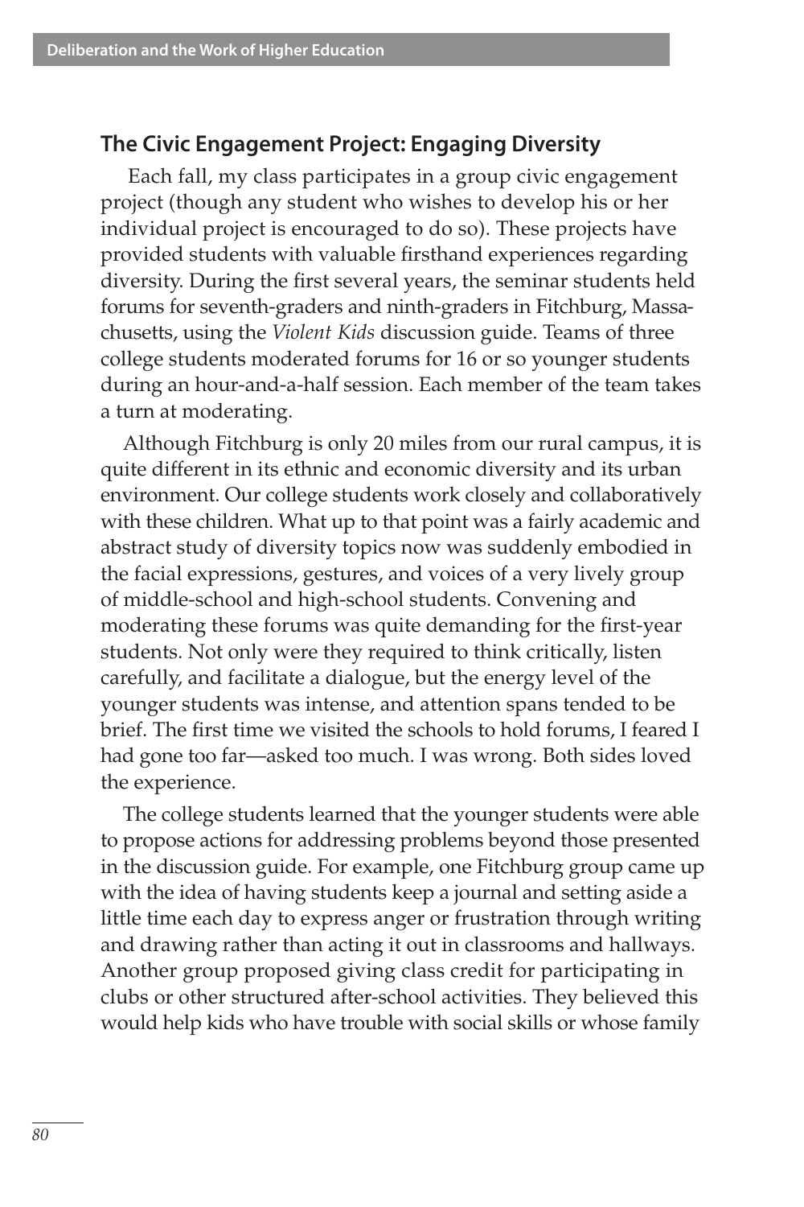## The Civic Engagement Project: Engaging Diversity

Each fall, my class participates in a group civic engagement project (though any student who wishes to develop his or her individual project is encouraged to do so). These projects have provided students with valuable firsthand experiences regarding diversity. During the first several years, the seminar students held forums for seventh-graders and ninth-graders in Fitchburg, Massachusetts, using the *Violent Kids* discussion guide. Teams of three college students moderated forums for 16 or so younger students during an hour-and-a-half session. Each member of the team takes a turn at moderating.

Although Fitchburg is only 20 miles from our rural campus, it is quite different in its ethnic and economic diversity and its urban environment. Our college students work closely and collaboratively with these children. What up to that point was a fairly academic and abstract study of diversity topics now was suddenly embodied in the facial expressions, gestures, and voices of a very lively group of middle-school and high-school students. Convening and moderating these forums was quite demanding for the first-year students. Not only were they required to think critically, listen carefully, and facilitate a dialogue, but the energy level of the younger students was intense, and attention spans tended to be brief. The first time we visited the schools to hold forums, I feared I had gone too far—asked too much. I was wrong. Both sides loved the experience.

The college students learned that the younger students were able to propose actions for addressing problems beyond those presented in the discussion guide. For example, one Fitchburg group came up with the idea of having students keep a journal and setting aside a little time each day to express anger or frustration through writing and drawing rather than acting it out in classrooms and hallways. Another group proposed giving class credit for participating in clubs or other structured after-school activities. They believed this would help kids who have trouble with social skills or whose family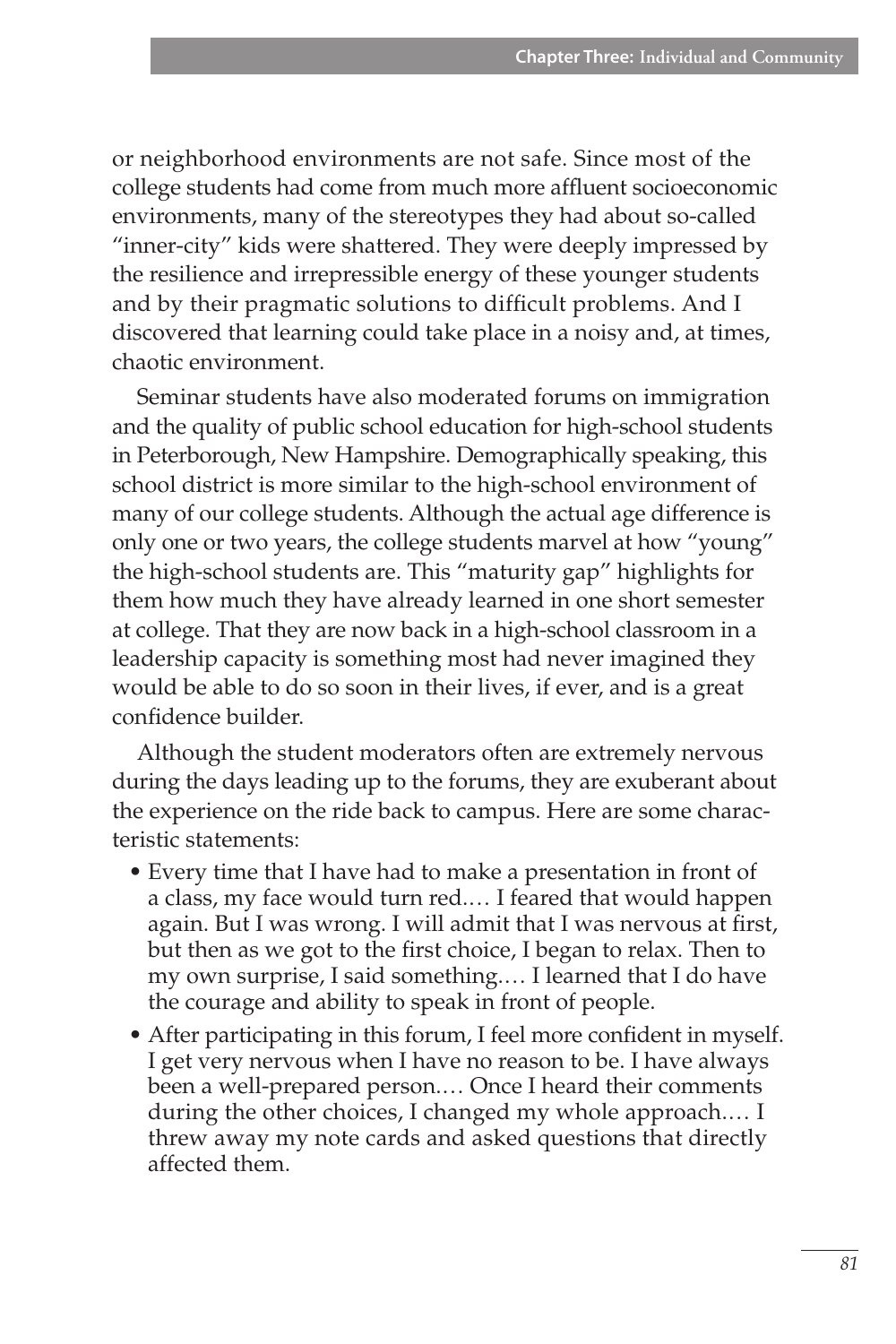or neighborhood environments are not safe. Since most of the college students had come from much more affluent socioeconomic environments, many of the stereotypes they had about so-called "inner-city" kids were shattered. They were deeply impressed by the resilience and irrepressible energy of these younger students and by their pragmatic solutions to difficult problems. And I discovered that learning could take place in a noisy and, at times, chaotic environment.

Seminar students have also moderated forums on immigration and the quality of public school education for high-school students in Peterborough, New Hampshire. Demographically speaking, this school district is more similar to the high-school environment of many of our college students. Although the actual age difference is only one or two years, the college students marvel at how "young" the high-school students are. This "maturity gap" highlights for them how much they have already learned in one short semester at college. That they are now back in a high-school classroom in a leadership capacity is something most had never imagined they would be able to do so soon in their lives, if ever, and is a great confidence builder.

Although the student moderators often are extremely nervous during the days leading up to the forums, they are exuberant about the experience on the ride back to campus. Here are some characteristic statements:

- Every time that I have had to make a presentation in front of a class, my face would turn red.… I feared that would happen again. But I was wrong. I will admit that I was nervous at first, but then as we got to the first choice, I began to relax. Then to my own surprise, I said something.… I learned that I do have the courage and ability to speak in front of people.
- After participating in this forum, I feel more confident in myself. I get very nervous when I have no reason to be. I have always been a well-prepared person.… Once I heard their comments during the other choices, I changed my whole approach.… I threw away my note cards and asked questions that directly affected them.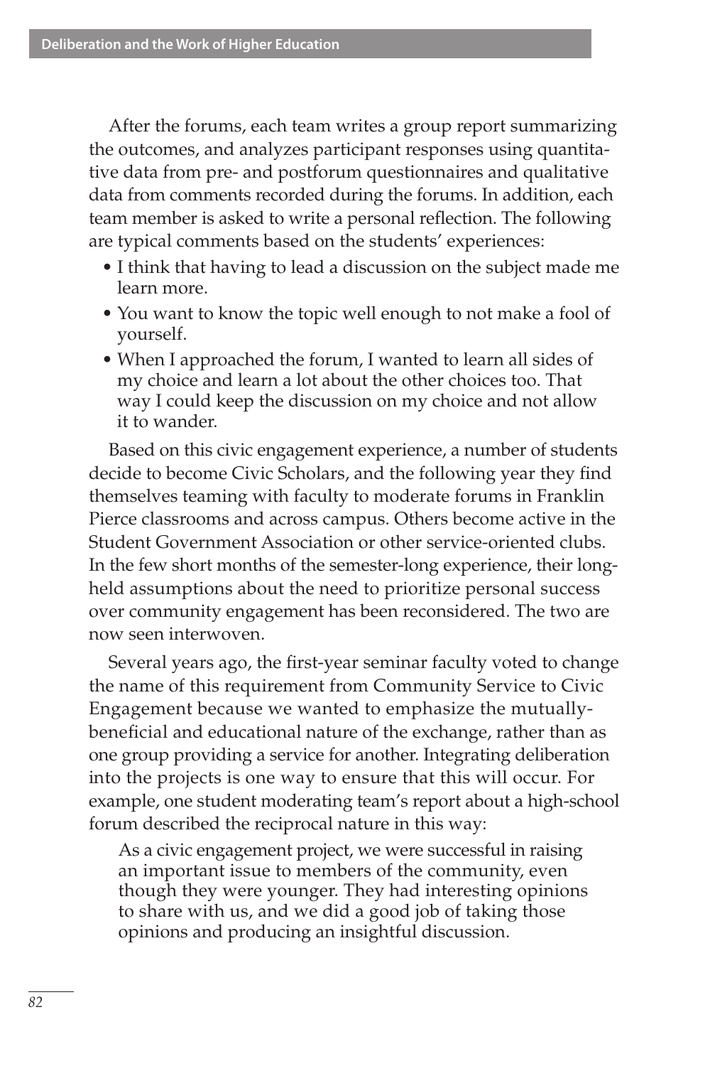After the forums, each team writes a group report summarizing the outcomes, and analyzes participant responses using quantitative data from pre- and postforum questionnaires and qualitative data from comments recorded during the forums. In addition, each team member is asked to write a personal reflection. The following are typical comments based on the students' experiences:

- I think that having to lead a discussion on the subject made me learn more.
- You want to know the topic well enough to not make a fool of yourself.
- When I approached the forum, I wanted to learn all sides of my choice and learn a lot about the other choices too. That way I could keep the discussion on my choice and not allow it to wander.

Based on this civic engagement experience, a number of students decide to become Civic Scholars, and the following year they find themselves teaming with faculty to moderate forums in Franklin Pierce classrooms and across campus. Others become active in the Student Government Association or other service-oriented clubs. In the few short months of the semester-long experience, their long-held assumptions about the need to prioritize personal success over community engagement has been reconsidered. The two are now seen interwoven.

Several years ago, the first-year seminar faculty voted to change the name of this requirement from Community Service to Civic Engagement because we wanted to emphasize the mutually-beneficial and educational nature of the exchange, rather than as one group providing a service for another. Integrating deliberation into the projects is one way to ensure that this will occur. For example, one student moderating team's report about a high-school forum described the reciprocal nature in this way:

> As a civic engagement project, we were successful in raising an important issue to members of the community, even though they were younger. They had interesting opinions to share with us, and we did a good job of taking those opinions and producing an insightful discussion.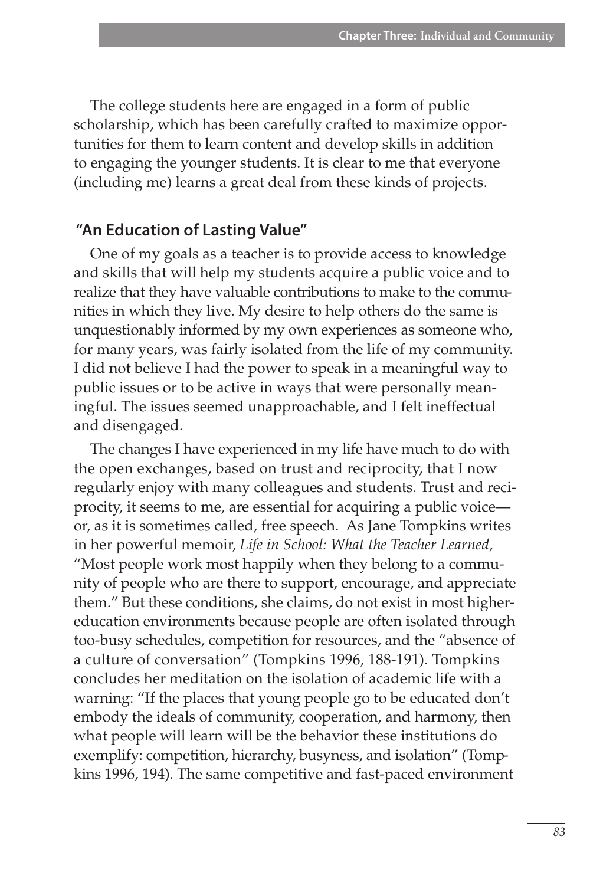The college students here are engaged in a form of public scholarship, which has been carefully crafted to maximize opportunities for them to learn content and develop skills in addition to engaging the younger students. It is clear to me that everyone (including me) learns a great deal from these kinds of projects.

## "An Education of Lasting Value"

One of my goals as a teacher is to provide access to knowledge and skills that will help my students acquire a public voice and to realize that they have valuable contributions to make to the communities in which they live. My desire to help others do the same is unquestionably informed by my own experiences as someone who, for many years, was fairly isolated from the life of my community. I did not believe I had the power to speak in a meaningful way to public issues or to be active in ways that were personally meaningful. The issues seemed unapproachable, and I felt ineffectual and disengaged.

The changes I have experienced in my life have much to do with the open exchanges, based on trust and reciprocity, that I now regularly enjoy with many colleagues and students. Trust and reciprocity, it seems to me, are essential for acquiring a public voice—or, as it is sometimes called, free speech. As Jane Tompkins writes in her powerful memoir, *Life in School: What the Teacher Learned*, "Most people work most happily when they belong to a community of people who are there to support, encourage, and appreciate them." But these conditions, she claims, do not exist in most higher-education environments because people are often isolated through too-busy schedules, competition for resources, and the "absence of a culture of conversation" (Tompkins 1996, 188-191). Tompkins concludes her meditation on the isolation of academic life with a warning: "If the places that young people go to be educated don't embody the ideals of community, cooperation, and harmony, then what people will learn will be the behavior these institutions do exemplify: competition, hierarchy, busyness, and isolation" (Tompkins 1996, 194). The same competitive and fast-paced environment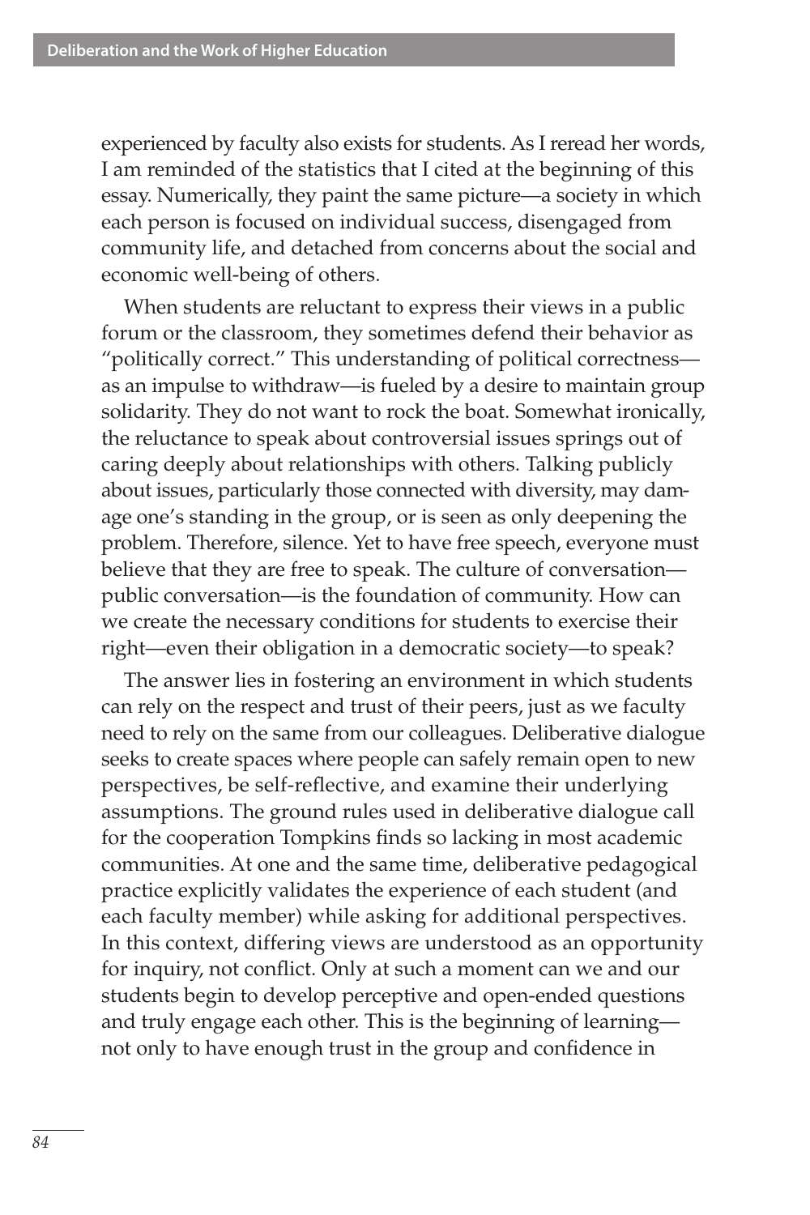experienced by faculty also exists for students. As I reread her words, I am reminded of the statistics that I cited at the beginning of this essay. Numerically, they paint the same picture—a society in which each person is focused on individual success, disengaged from community life, and detached from concerns about the social and economic well-being of others.

When students are reluctant to express their views in a public forum or the classroom, they sometimes defend their behavior as "politically correct." This understanding of political correctness—as an impulse to withdraw—is fueled by a desire to maintain group solidarity. They do not want to rock the boat. Somewhat ironically, the reluctance to speak about controversial issues springs out of caring deeply about relationships with others. Talking publicly about issues, particularly those connected with diversity, may damage one's standing in the group, or is seen as only deepening the problem. Therefore, silence. Yet to have free speech, everyone must believe that they are free to speak. The culture of conversation—public conversation—is the foundation of community. How can we create the necessary conditions for students to exercise their right—even their obligation in a democratic society—to speak?

The answer lies in fostering an environment in which students can rely on the respect and trust of their peers, just as we faculty need to rely on the same from our colleagues. Deliberative dialogue seeks to create spaces where people can safely remain open to new perspectives, be self-reflective, and examine their underlying assumptions. The ground rules used in deliberative dialogue call for the cooperation Tompkins finds so lacking in most academic communities. At one and the same time, deliberative pedagogical practice explicitly validates the experience of each student (and each faculty member) while asking for additional perspectives. In this context, differing views are understood as an opportunity for inquiry, not conflict. Only at such a moment can we and our students begin to develop perceptive and open-ended questions and truly engage each other. This is the beginning of learning—not only to have enough trust in the group and confidence in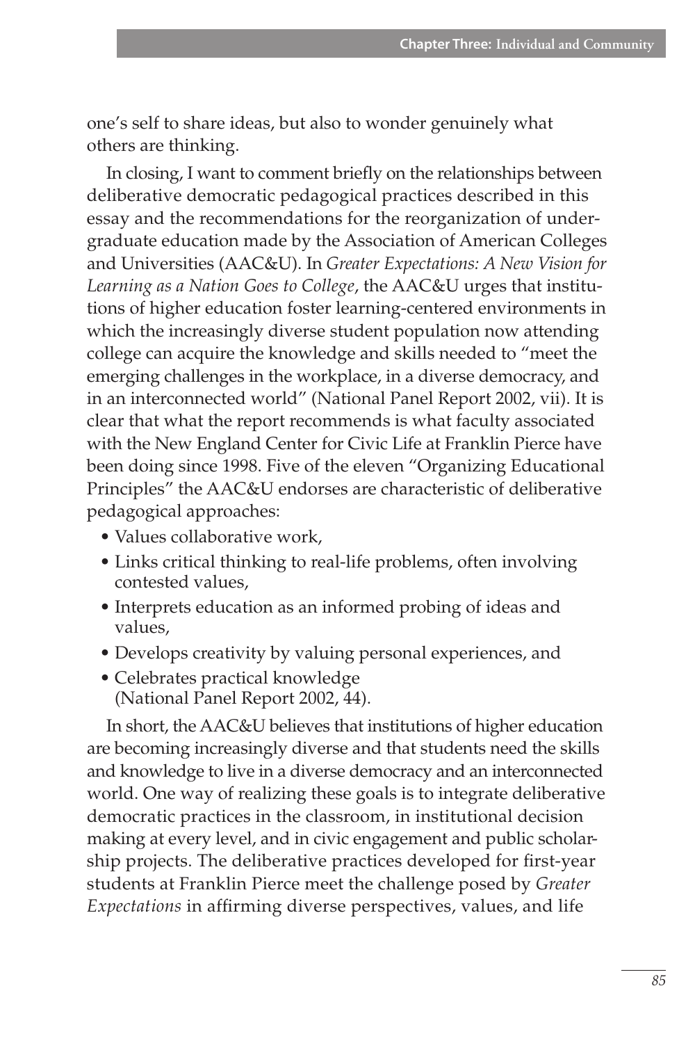one's self to share ideas, but also to wonder genuinely what others are thinking.

In closing, I want to comment briefly on the relationships between deliberative democratic pedagogical practices described in this essay and the recommendations for the reorganization of undergraduate education made by the Association of American Colleges and Universities (AAC&U). In *Greater Expectations: A New Vision for Learning as a Nation Goes to College*, the AAC&U urges that institutions of higher education foster learning-centered environments in which the increasingly diverse student population now attending college can acquire the knowledge and skills needed to "meet the emerging challenges in the workplace, in a diverse democracy, and in an interconnected world" (National Panel Report 2002, vii). It is clear that what the report recommends is what faculty associated with the New England Center for Civic Life at Franklin Pierce have been doing since 1998. Five of the eleven "Organizing Educational Principles" the AAC&U endorses are characteristic of deliberative pedagogical approaches:

- Values collaborative work,
- Links critical thinking to real-life problems, often involving contested values,
- Interprets education as an informed probing of ideas and values,
- Develops creativity by valuing personal experiences, and
- Celebrates practical knowledge (National Panel Report 2002, 44).

In short, the AAC&U believes that institutions of higher education are becoming increasingly diverse and that students need the skills and knowledge to live in a diverse democracy and an interconnected world. One way of realizing these goals is to integrate deliberative democratic practices in the classroom, in institutional decision making at every level, and in civic engagement and public scholarship projects. The deliberative practices developed for first-year students at Franklin Pierce meet the challenge posed by *Greater Expectations* in affirming diverse perspectives, values, and life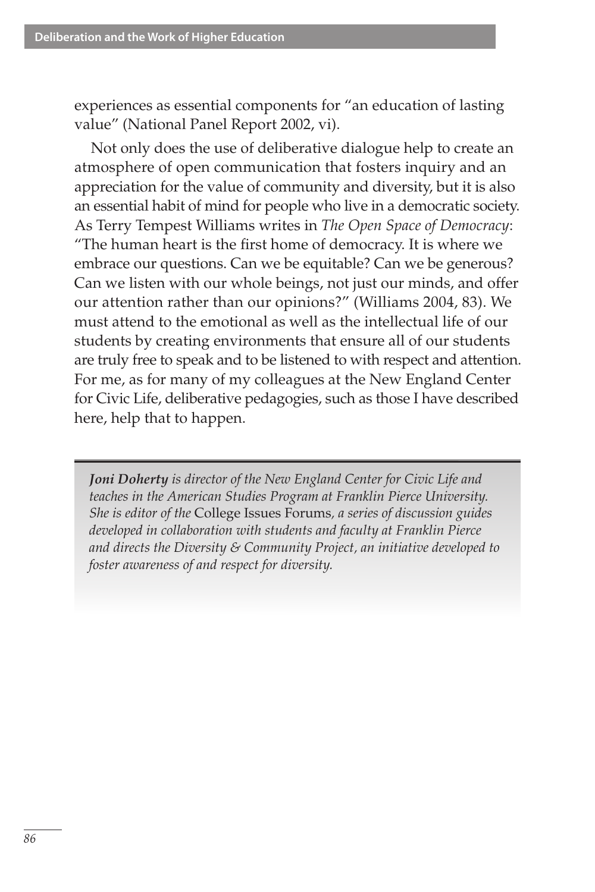experiences as essential components for "an education of lasting value" (National Panel Report 2002, vi).

Not only does the use of deliberative dialogue help to create an atmosphere of open communication that fosters inquiry and an appreciation for the value of community and diversity, but it is also an essential habit of mind for people who live in a democratic society. As Terry Tempest Williams writes in *The Open Space of Democracy*: "The human heart is the first home of democracy. It is where we embrace our questions. Can we be equitable? Can we be generous? Can we listen with our whole beings, not just our minds, and offer our attention rather than our opinions?" (Williams 2004, 83). We must attend to the emotional as well as the intellectual life of our students by creating environments that ensure all of our students are truly free to speak and to be listened to with respect and attention. For me, as for many of my colleagues at the New England Center for Civic Life, deliberative pedagogies, such as those I have described here, help that to happen.

---

***Joni Doherty*** *is director of the New England Center for Civic Life and teaches in the American Studies Program at Franklin Pierce University. She is editor of the* College Issues Forums*, a series of discussion guides developed in collaboration with students and faculty at Franklin Pierce and directs the Diversity & Community Project, an initiative developed to foster awareness of and respect for diversity.*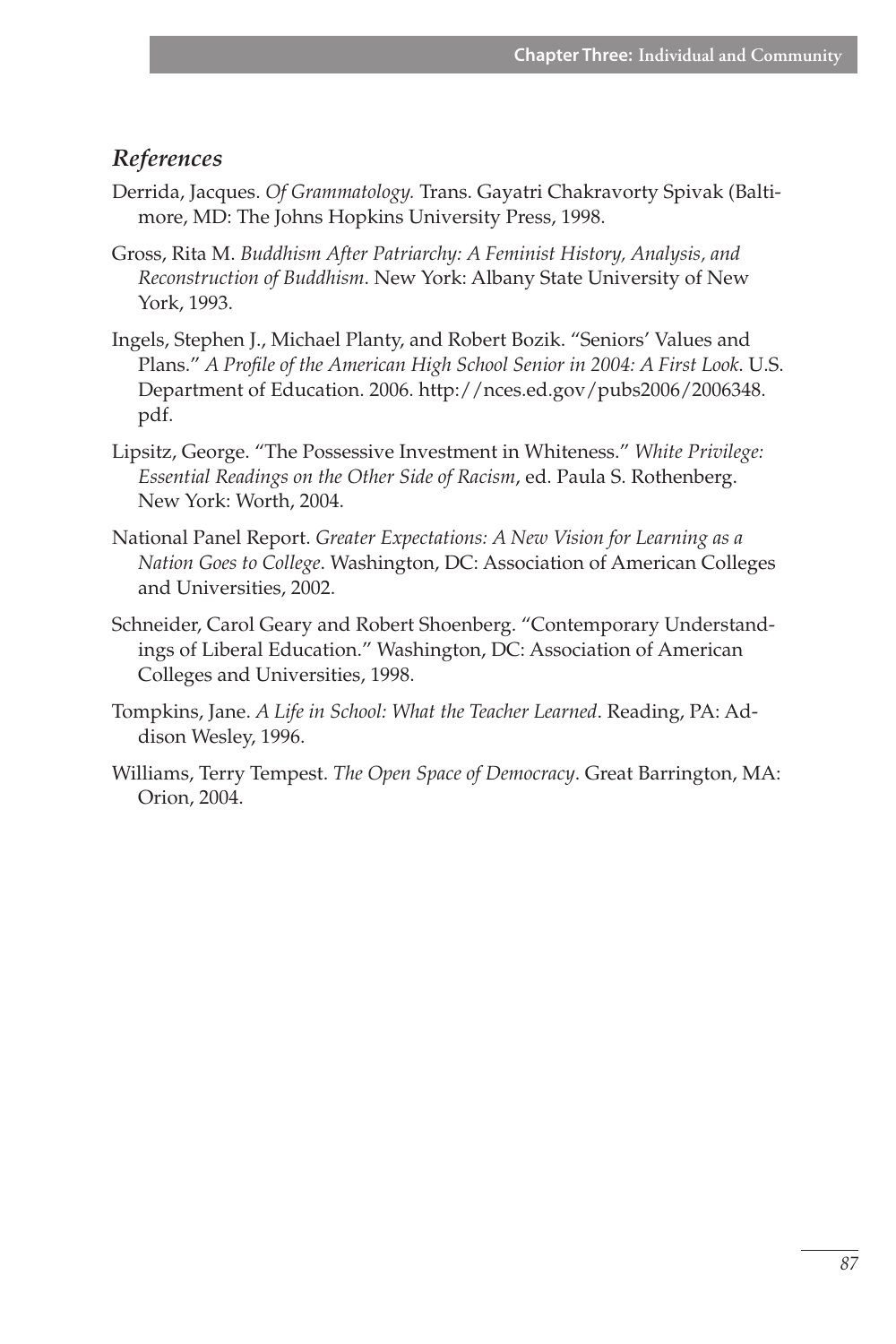## *References*

Derrida, Jacques. *Of Grammatology.* Trans. Gayatri Chakravorty Spivak (Baltimore, MD: The Johns Hopkins University Press, 1998.

Gross, Rita M. *Buddhism After Patriarchy: A Feminist History, Analysis, and Reconstruction of Buddhism*. New York: Albany State University of New York, 1993.

Ingels, Stephen J., Michael Planty, and Robert Bozik. "Seniors' Values and Plans." *A Profile of the American High School Senior in 2004: A First Look*. U.S. Department of Education. 2006. http://nces.ed.gov/pubs2006/2006348.pdf.

Lipsitz, George. "The Possessive Investment in Whiteness." *White Privilege: Essential Readings on the Other Side of Racism*, ed. Paula S. Rothenberg. New York: Worth, 2004.

National Panel Report. *Greater Expectations: A New Vision for Learning as a Nation Goes to College*. Washington, DC: Association of American Colleges and Universities, 2002.

Schneider, Carol Geary and Robert Shoenberg. "Contemporary Understandings of Liberal Education." Washington, DC: Association of American Colleges and Universities, 1998.

Tompkins, Jane. *A Life in School: What the Teacher Learned*. Reading, PA: Addison Wesley, 1996.

Williams, Terry Tempest. *The Open Space of Democracy*. Great Barrington, MA: Orion, 2004.